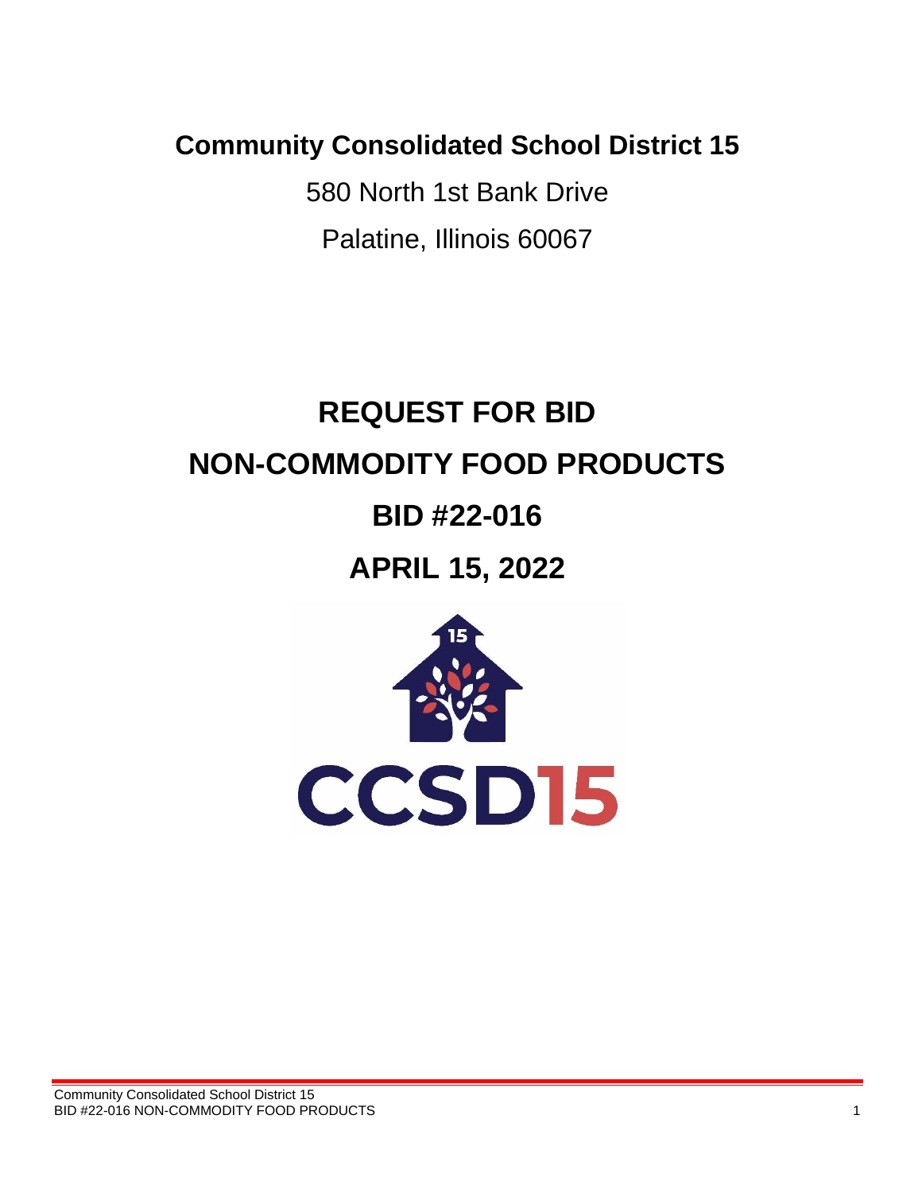**Community Consolidated School District 15**

580 North 1st Bank Drive

Palatine, Illinois 60067

# REQUEST FOR BID

# NON-COMMODITY FOOD PRODUCTS

# BID #22-016

# APRIL 15, 2022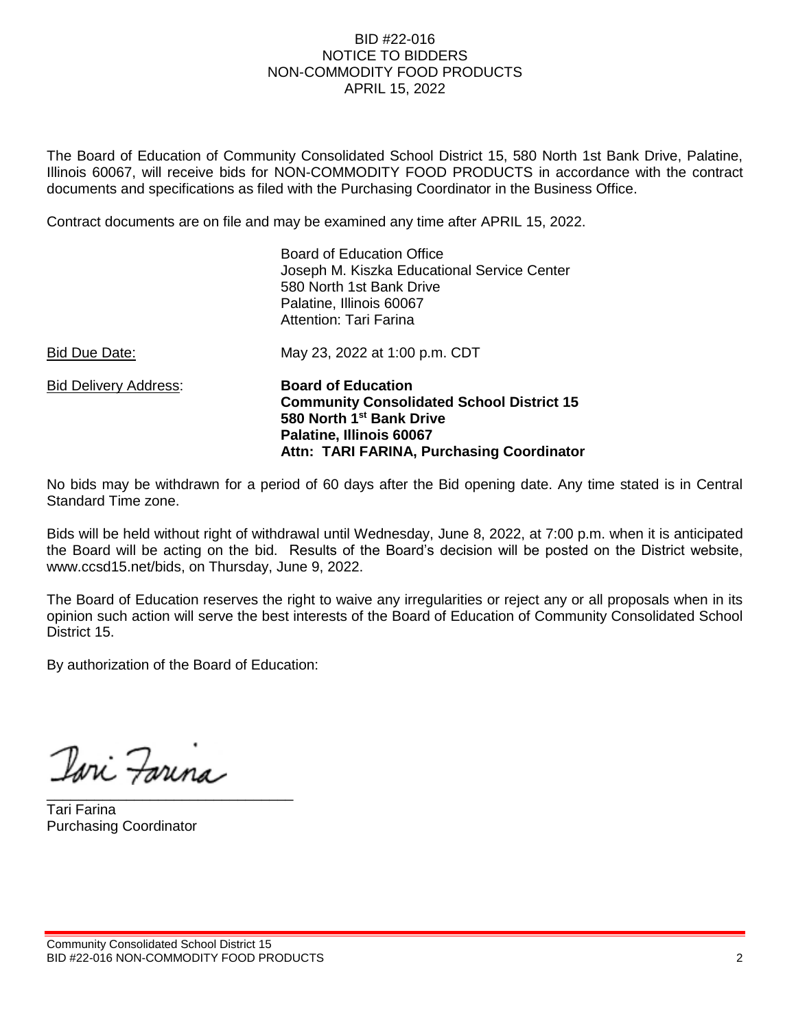BID #22-016
NOTICE TO BIDDERS
NON-COMMODITY FOOD PRODUCTS
APRIL 15, 2022

The Board of Education of Community Consolidated School District 15, 580 North 1st Bank Drive, Palatine, Illinois 60067, will receive bids for NON-COMMODITY FOOD PRODUCTS in accordance with the contract documents and specifications as filed with the Purchasing Coordinator in the Business Office.

Contract documents are on file and may be examined any time after APRIL 15, 2022.

Board of Education Office
Joseph M. Kiszka Educational Service Center
580 North 1st Bank Drive
Palatine, Illinois 60067
Attention: Tari Farina

Bid Due Date: May 23, 2022 at 1:00 p.m. CDT

Bid Delivery Address: **Board of Education**
**Community Consolidated School District 15**
**580 North 1st Bank Drive**
**Palatine, Illinois 60067**
**Attn: TARI FARINA, Purchasing Coordinator**

No bids may be withdrawn for a period of 60 days after the Bid opening date. Any time stated is in Central Standard Time zone.

Bids will be held without right of withdrawal until Wednesday, June 8, 2022, at 7:00 p.m. when it is anticipated the Board will be acting on the bid. Results of the Board's decision will be posted on the District website, www.ccsd15.net/bids, on Thursday, June 9, 2022.

The Board of Education reserves the right to waive any irregularities or reject any or all proposals when in its opinion such action will serve the best interests of the Board of Education of Community Consolidated School District 15.

By authorization of the Board of Education:

Tari Farina
Purchasing Coordinator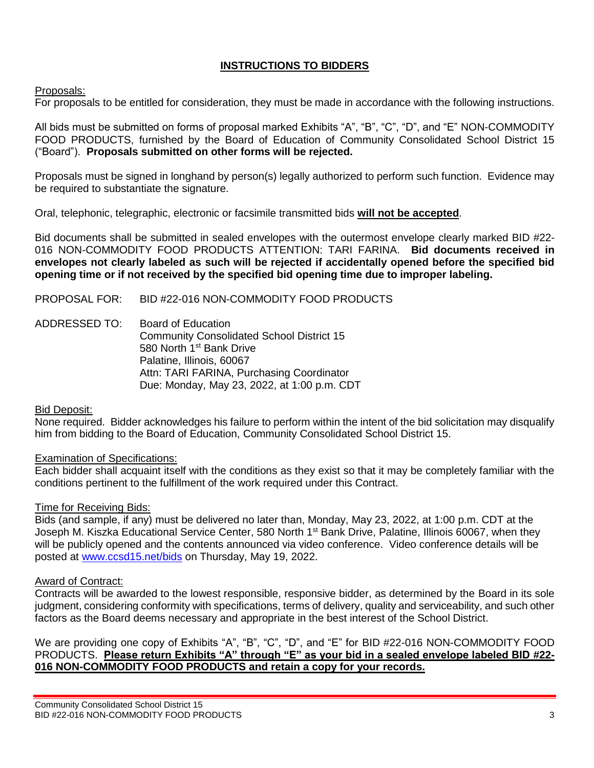## INSTRUCTIONS TO BIDDERS

Proposals:
For proposals to be entitled for consideration, they must be made in accordance with the following instructions.

All bids must be submitted on forms of proposal marked Exhibits "A", "B", "C", "D", and "E" NON-COMMODITY FOOD PRODUCTS, furnished by the Board of Education of Community Consolidated School District 15 ("Board"). **Proposals submitted on other forms will be rejected.**

Proposals must be signed in longhand by person(s) legally authorized to perform such function. Evidence may be required to substantiate the signature.

Oral, telephonic, telegraphic, electronic or facsimile transmitted bids **will not be accepted**.

Bid documents shall be submitted in sealed envelopes with the outermost envelope clearly marked BID #22-016 NON-COMMODITY FOOD PRODUCTS ATTENTION: TARI FARINA. **Bid documents received in envelopes not clearly labeled as such will be rejected if accidentally opened before the specified bid opening time or if not received by the specified bid opening time due to improper labeling.**

PROPOSAL FOR: BID #22-016 NON-COMMODITY FOOD PRODUCTS

ADDRESSED TO: Board of Education
Community Consolidated School District 15
580 North 1st Bank Drive
Palatine, Illinois, 60067
Attn: TARI FARINA, Purchasing Coordinator
Due: Monday, May 23, 2022, at 1:00 p.m. CDT

Bid Deposit:
None required. Bidder acknowledges his failure to perform within the intent of the bid solicitation may disqualify him from bidding to the Board of Education, Community Consolidated School District 15.

Examination of Specifications:
Each bidder shall acquaint itself with the conditions as they exist so that it may be completely familiar with the conditions pertinent to the fulfillment of the work required under this Contract.

Time for Receiving Bids:
Bids (and sample, if any) must be delivered no later than, Monday, May 23, 2022, at 1:00 p.m. CDT at the Joseph M. Kiszka Educational Service Center, 580 North 1st Bank Drive, Palatine, Illinois 60067, when they will be publicly opened and the contents announced via video conference. Video conference details will be posted at www.ccsd15.net/bids on Thursday, May 19, 2022.

Award of Contract:
Contracts will be awarded to the lowest responsible, responsive bidder, as determined by the Board in its sole judgment, considering conformity with specifications, terms of delivery, quality and serviceability, and such other factors as the Board deems necessary and appropriate in the best interest of the School District.

We are providing one copy of Exhibits "A", "B", "C", "D", and "E" for BID #22-016 NON-COMMODITY FOOD PRODUCTS. **Please return Exhibits "A" through "E" as your bid in a sealed envelope labeled BID #22-016 NON-COMMODITY FOOD PRODUCTS and retain a copy for your records.**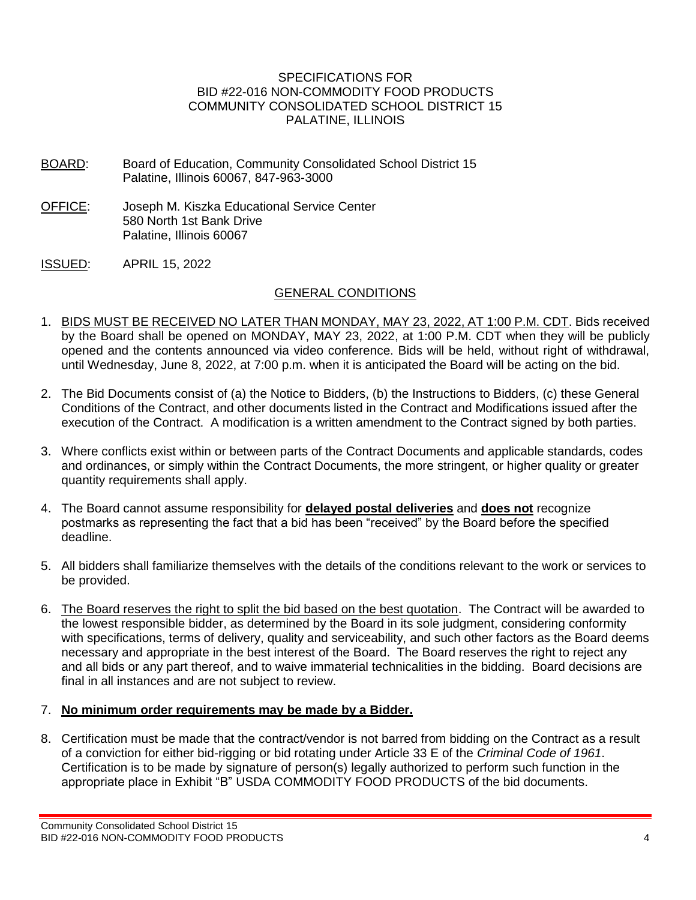# SPECIFICATIONS FOR BID #22-016 NON-COMMODITY FOOD PRODUCTS COMMUNITY CONSOLIDATED SCHOOL DISTRICT 15 PALATINE, ILLINOIS

BOARD: Board of Education, Community Consolidated School District 15
Palatine, Illinois 60067, 847-963-3000

OFFICE: Joseph M. Kiszka Educational Service Center
580 North 1st Bank Drive
Palatine, Illinois 60067

ISSUED: APRIL 15, 2022

## GENERAL CONDITIONS

1. BIDS MUST BE RECEIVED NO LATER THAN MONDAY, MAY 23, 2022, AT 1:00 P.M. CDT. Bids received by the Board shall be opened on MONDAY, MAY 23, 2022, at 1:00 P.M. CDT when they will be publicly opened and the contents announced via video conference. Bids will be held, without right of withdrawal, until Wednesday, June 8, 2022, at 7:00 p.m. when it is anticipated the Board will be acting on the bid.

2. The Bid Documents consist of (a) the Notice to Bidders, (b) the Instructions to Bidders, (c) these General Conditions of the Contract, and other documents listed in the Contract and Modifications issued after the execution of the Contract. A modification is a written amendment to the Contract signed by both parties.

3. Where conflicts exist within or between parts of the Contract Documents and applicable standards, codes and ordinances, or simply within the Contract Documents, the more stringent, or higher quality or greater quantity requirements shall apply.

4. The Board cannot assume responsibility for **delayed postal deliveries** and **does not** recognize postmarks as representing the fact that a bid has been "received" by the Board before the specified deadline.

5. All bidders shall familiarize themselves with the details of the conditions relevant to the work or services to be provided.

6. The Board reserves the right to split the bid based on the best quotation. The Contract will be awarded to the lowest responsible bidder, as determined by the Board in its sole judgment, considering conformity with specifications, terms of delivery, quality and serviceability, and such other factors as the Board deems necessary and appropriate in the best interest of the Board. The Board reserves the right to reject any and all bids or any part thereof, and to waive immaterial technicalities in the bidding. Board decisions are final in all instances and are not subject to review.

7. **No minimum order requirements may be made by a Bidder.**

8. Certification must be made that the contract/vendor is not barred from bidding on the Contract as a result of a conviction for either bid-rigging or bid rotating under Article 33 E of the *Criminal Code of 1961*. Certification is to be made by signature of person(s) legally authorized to perform such function in the appropriate place in Exhibit "B" USDA COMMODITY FOOD PRODUCTS of the bid documents.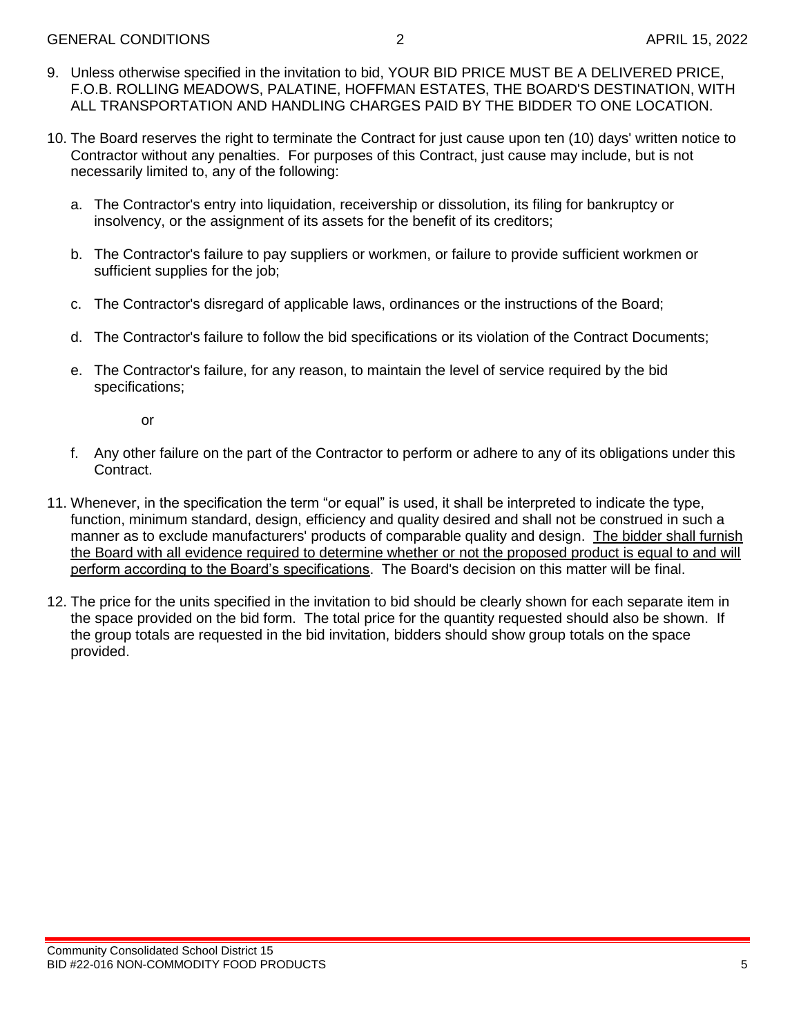9. Unless otherwise specified in the invitation to bid, YOUR BID PRICE MUST BE A DELIVERED PRICE, F.O.B. ROLLING MEADOWS, PALATINE, HOFFMAN ESTATES, THE BOARD'S DESTINATION, WITH ALL TRANSPORTATION AND HANDLING CHARGES PAID BY THE BIDDER TO ONE LOCATION.

10. The Board reserves the right to terminate the Contract for just cause upon ten (10) days' written notice to Contractor without any penalties. For purposes of this Contract, just cause may include, but is not necessarily limited to, any of the following:

    a. The Contractor's entry into liquidation, receivership or dissolution, its filing for bankruptcy or insolvency, or the assignment of its assets for the benefit of its creditors;

    b. The Contractor's failure to pay suppliers or workmen, or failure to provide sufficient workmen or sufficient supplies for the job;

    c. The Contractor's disregard of applicable laws, ordinances or the instructions of the Board;

    d. The Contractor's failure to follow the bid specifications or its violation of the Contract Documents;

    e. The Contractor's failure, for any reason, to maintain the level of service required by the bid specifications;

       or

    f. Any other failure on the part of the Contractor to perform or adhere to any of its obligations under this Contract.

11. Whenever, in the specification the term "or equal" is used, it shall be interpreted to indicate the type, function, minimum standard, design, efficiency and quality desired and shall not be construed in such a manner as to exclude manufacturers' products of comparable quality and design. <u>The bidder shall furnish the Board with all evidence required to determine whether or not the proposed product is equal to and will perform according to the Board's specifications</u>. The Board's decision on this matter will be final.

12. The price for the units specified in the invitation to bid should be clearly shown for each separate item in the space provided on the bid form. The total price for the quantity requested should also be shown. If the group totals are requested in the bid invitation, bidders should show group totals on the space provided.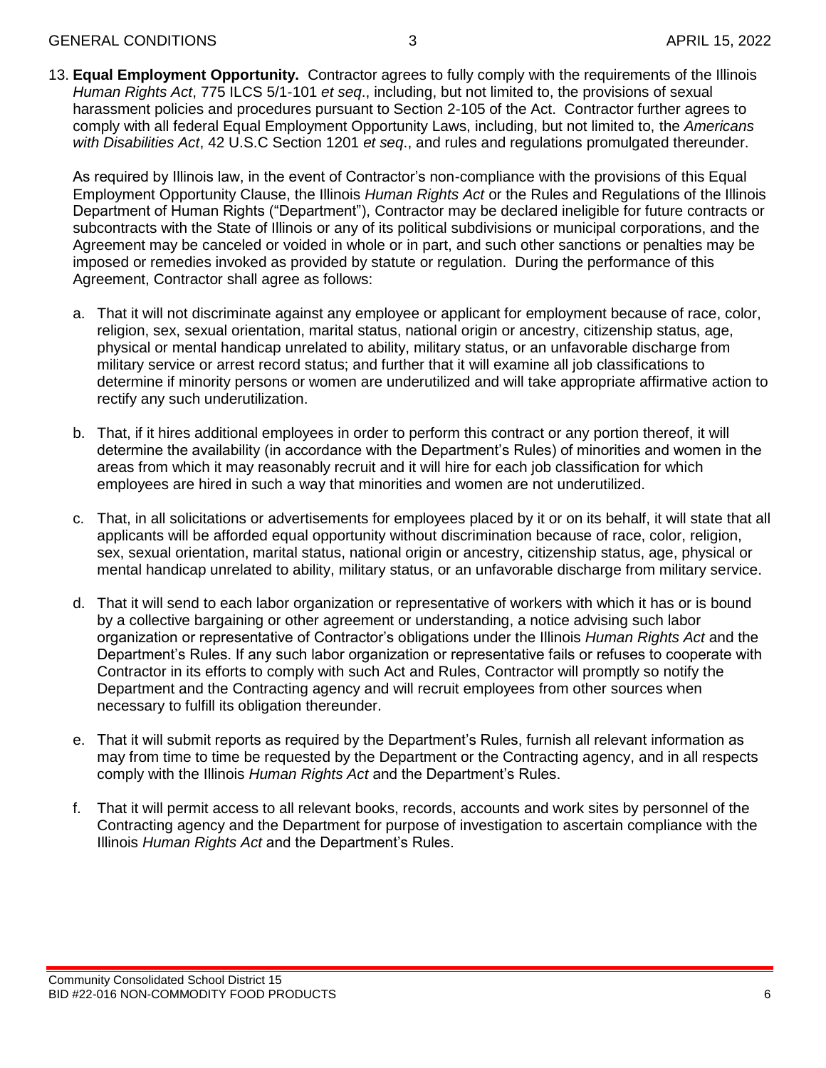13. **Equal Employment Opportunity.** Contractor agrees to fully comply with the requirements of the Illinois *Human Rights Act*, 775 ILCS 5/1-101 *et seq*., including, but not limited to, the provisions of sexual harassment policies and procedures pursuant to Section 2-105 of the Act. Contractor further agrees to comply with all federal Equal Employment Opportunity Laws, including, but not limited to, the *Americans with Disabilities Act*, 42 U.S.C Section 1201 *et seq*., and rules and regulations promulgated thereunder.

   As required by Illinois law, in the event of Contractor's non-compliance with the provisions of this Equal Employment Opportunity Clause, the Illinois *Human Rights Act* or the Rules and Regulations of the Illinois Department of Human Rights ("Department"), Contractor may be declared ineligible for future contracts or subcontracts with the State of Illinois or any of its political subdivisions or municipal corporations, and the Agreement may be canceled or voided in whole or in part, and such other sanctions or penalties may be imposed or remedies invoked as provided by statute or regulation. During the performance of this Agreement, Contractor shall agree as follows:

   a. That it will not discriminate against any employee or applicant for employment because of race, color, religion, sex, sexual orientation, marital status, national origin or ancestry, citizenship status, age, physical or mental handicap unrelated to ability, military status, or an unfavorable discharge from military service or arrest record status; and further that it will examine all job classifications to determine if minority persons or women are underutilized and will take appropriate affirmative action to rectify any such underutilization.

   b. That, if it hires additional employees in order to perform this contract or any portion thereof, it will determine the availability (in accordance with the Department's Rules) of minorities and women in the areas from which it may reasonably recruit and it will hire for each job classification for which employees are hired in such a way that minorities and women are not underutilized.

   c. That, in all solicitations or advertisements for employees placed by it or on its behalf, it will state that all applicants will be afforded equal opportunity without discrimination because of race, color, religion, sex, sexual orientation, marital status, national origin or ancestry, citizenship status, age, physical or mental handicap unrelated to ability, military status, or an unfavorable discharge from military service.

   d. That it will send to each labor organization or representative of workers with which it has or is bound by a collective bargaining or other agreement or understanding, a notice advising such labor organization or representative of Contractor's obligations under the Illinois *Human Rights Act* and the Department's Rules. If any such labor organization or representative fails or refuses to cooperate with Contractor in its efforts to comply with such Act and Rules, Contractor will promptly so notify the Department and the Contracting agency and will recruit employees from other sources when necessary to fulfill its obligation thereunder.

   e. That it will submit reports as required by the Department's Rules, furnish all relevant information as may from time to time be requested by the Department or the Contracting agency, and in all respects comply with the Illinois *Human Rights Act* and the Department's Rules.

   f. That it will permit access to all relevant books, records, accounts and work sites by personnel of the Contracting agency and the Department for purpose of investigation to ascertain compliance with the Illinois *Human Rights Act* and the Department's Rules.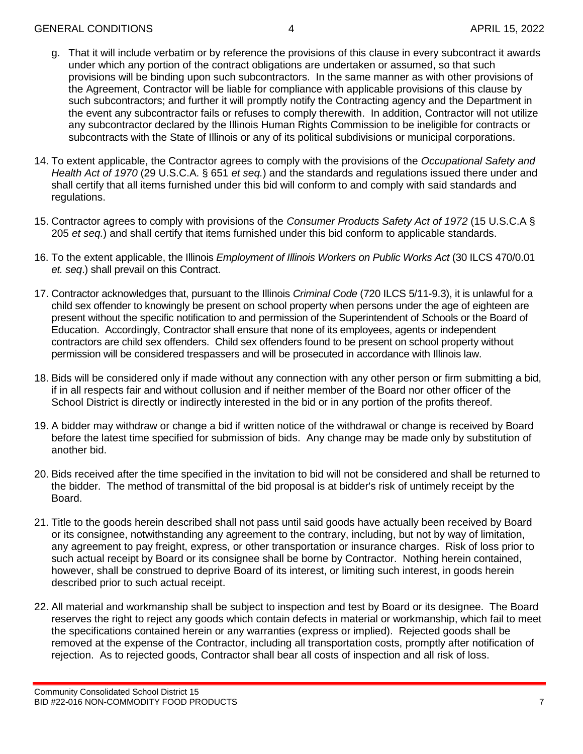g. That it will include verbatim or by reference the provisions of this clause in every subcontract it awards under which any portion of the contract obligations are undertaken or assumed, so that such provisions will be binding upon such subcontractors. In the same manner as with other provisions of the Agreement, Contractor will be liable for compliance with applicable provisions of this clause by such subcontractors; and further it will promptly notify the Contracting agency and the Department in the event any subcontractor fails or refuses to comply therewith. In addition, Contractor will not utilize any subcontractor declared by the Illinois Human Rights Commission to be ineligible for contracts or subcontracts with the State of Illinois or any of its political subdivisions or municipal corporations.

14. To extent applicable, the Contractor agrees to comply with the provisions of the *Occupational Safety and Health Act of 1970* (29 U.S.C.A. § 651 *et seq.*) and the standards and regulations issued there under and shall certify that all items furnished under this bid will conform to and comply with said standards and regulations.

15. Contractor agrees to comply with provisions of the *Consumer Products Safety Act of 1972* (15 U.S.C.A § 205 *et seq.*) and shall certify that items furnished under this bid conform to applicable standards.

16. To the extent applicable, the Illinois *Employment of Illinois Workers on Public Works Act* (30 ILCS 470/0.01 *et. seq*.) shall prevail on this Contract.

17. Contractor acknowledges that, pursuant to the Illinois *Criminal Code* (720 ILCS 5/11-9.3), it is unlawful for a child sex offender to knowingly be present on school property when persons under the age of eighteen are present without the specific notification to and permission of the Superintendent of Schools or the Board of Education. Accordingly, Contractor shall ensure that none of its employees, agents or independent contractors are child sex offenders. Child sex offenders found to be present on school property without permission will be considered trespassers and will be prosecuted in accordance with Illinois law.

18. Bids will be considered only if made without any connection with any other person or firm submitting a bid, if in all respects fair and without collusion and if neither member of the Board nor other officer of the School District is directly or indirectly interested in the bid or in any portion of the profits thereof.

19. A bidder may withdraw or change a bid if written notice of the withdrawal or change is received by Board before the latest time specified for submission of bids. Any change may be made only by substitution of another bid.

20. Bids received after the time specified in the invitation to bid will not be considered and shall be returned to the bidder. The method of transmittal of the bid proposal is at bidder's risk of untimely receipt by the Board.

21. Title to the goods herein described shall not pass until said goods have actually been received by Board or its consignee, notwithstanding any agreement to the contrary, including, but not by way of limitation, any agreement to pay freight, express, or other transportation or insurance charges. Risk of loss prior to such actual receipt by Board or its consignee shall be borne by Contractor. Nothing herein contained, however, shall be construed to deprive Board of its interest, or limiting such interest, in goods herein described prior to such actual receipt.

22. All material and workmanship shall be subject to inspection and test by Board or its designee. The Board reserves the right to reject any goods which contain defects in material or workmanship, which fail to meet the specifications contained herein or any warranties (express or implied). Rejected goods shall be removed at the expense of the Contractor, including all transportation costs, promptly after notification of rejection. As to rejected goods, Contractor shall bear all costs of inspection and all risk of loss.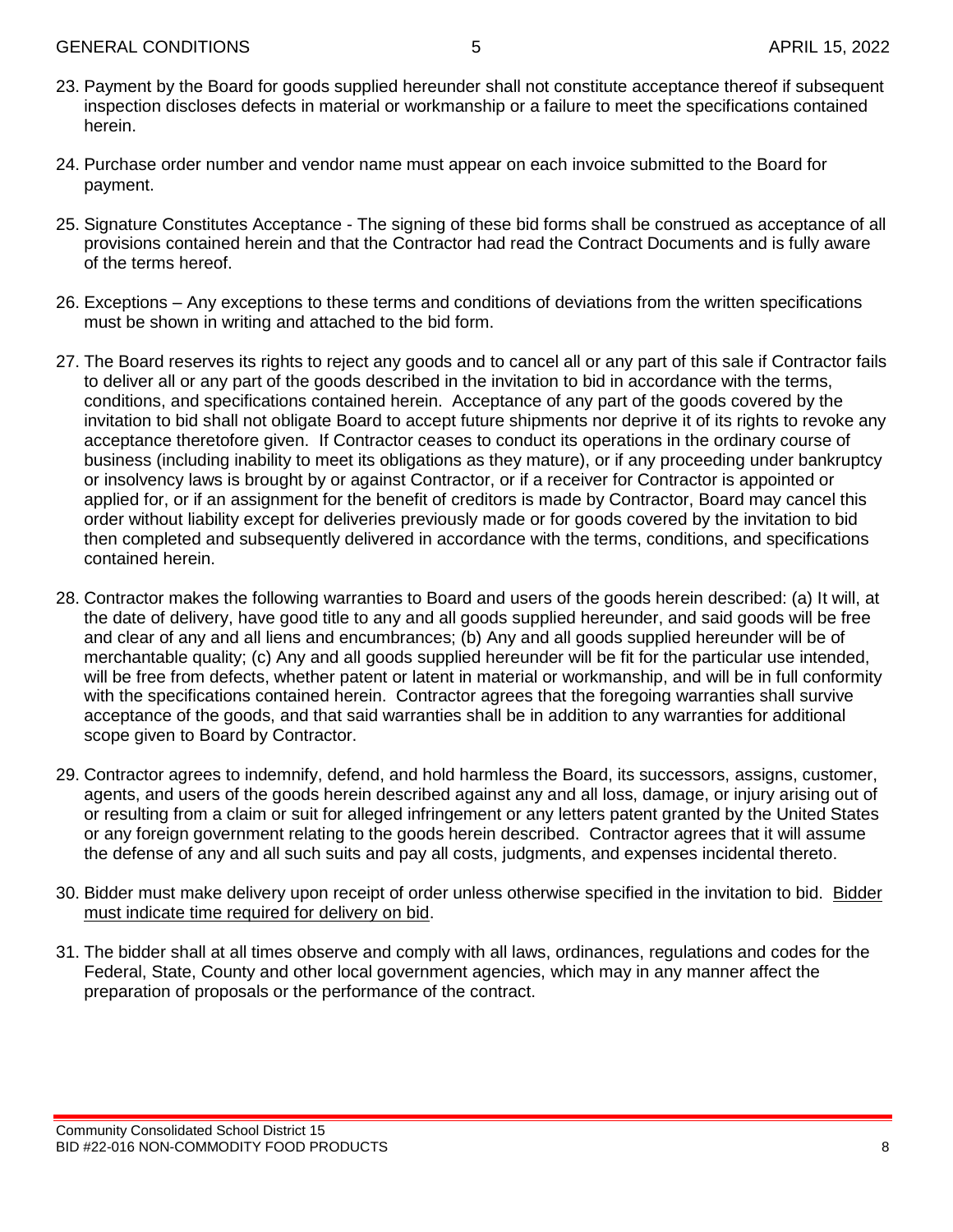23. Payment by the Board for goods supplied hereunder shall not constitute acceptance thereof if subsequent inspection discloses defects in material or workmanship or a failure to meet the specifications contained herein.

24. Purchase order number and vendor name must appear on each invoice submitted to the Board for payment.

25. Signature Constitutes Acceptance - The signing of these bid forms shall be construed as acceptance of all provisions contained herein and that the Contractor had read the Contract Documents and is fully aware of the terms hereof.

26. Exceptions – Any exceptions to these terms and conditions of deviations from the written specifications must be shown in writing and attached to the bid form.

27. The Board reserves its rights to reject any goods and to cancel all or any part of this sale if Contractor fails to deliver all or any part of the goods described in the invitation to bid in accordance with the terms, conditions, and specifications contained herein. Acceptance of any part of the goods covered by the invitation to bid shall not obligate Board to accept future shipments nor deprive it of its rights to revoke any acceptance theretofore given. If Contractor ceases to conduct its operations in the ordinary course of business (including inability to meet its obligations as they mature), or if any proceeding under bankruptcy or insolvency laws is brought by or against Contractor, or if a receiver for Contractor is appointed or applied for, or if an assignment for the benefit of creditors is made by Contractor, Board may cancel this order without liability except for deliveries previously made or for goods covered by the invitation to bid then completed and subsequently delivered in accordance with the terms, conditions, and specifications contained herein.

28. Contractor makes the following warranties to Board and users of the goods herein described: (a) It will, at the date of delivery, have good title to any and all goods supplied hereunder, and said goods will be free and clear of any and all liens and encumbrances; (b) Any and all goods supplied hereunder will be of merchantable quality; (c) Any and all goods supplied hereunder will be fit for the particular use intended, will be free from defects, whether patent or latent in material or workmanship, and will be in full conformity with the specifications contained herein. Contractor agrees that the foregoing warranties shall survive acceptance of the goods, and that said warranties shall be in addition to any warranties for additional scope given to Board by Contractor.

29. Contractor agrees to indemnify, defend, and hold harmless the Board, its successors, assigns, customer, agents, and users of the goods herein described against any and all loss, damage, or injury arising out of or resulting from a claim or suit for alleged infringement or any letters patent granted by the United States or any foreign government relating to the goods herein described. Contractor agrees that it will assume the defense of any and all such suits and pay all costs, judgments, and expenses incidental thereto.

30. Bidder must make delivery upon receipt of order unless otherwise specified in the invitation to bid. <u>Bidder must indicate time required for delivery on bid</u>.

31. The bidder shall at all times observe and comply with all laws, ordinances, regulations and codes for the Federal, State, County and other local government agencies, which may in any manner affect the preparation of proposals or the performance of the contract.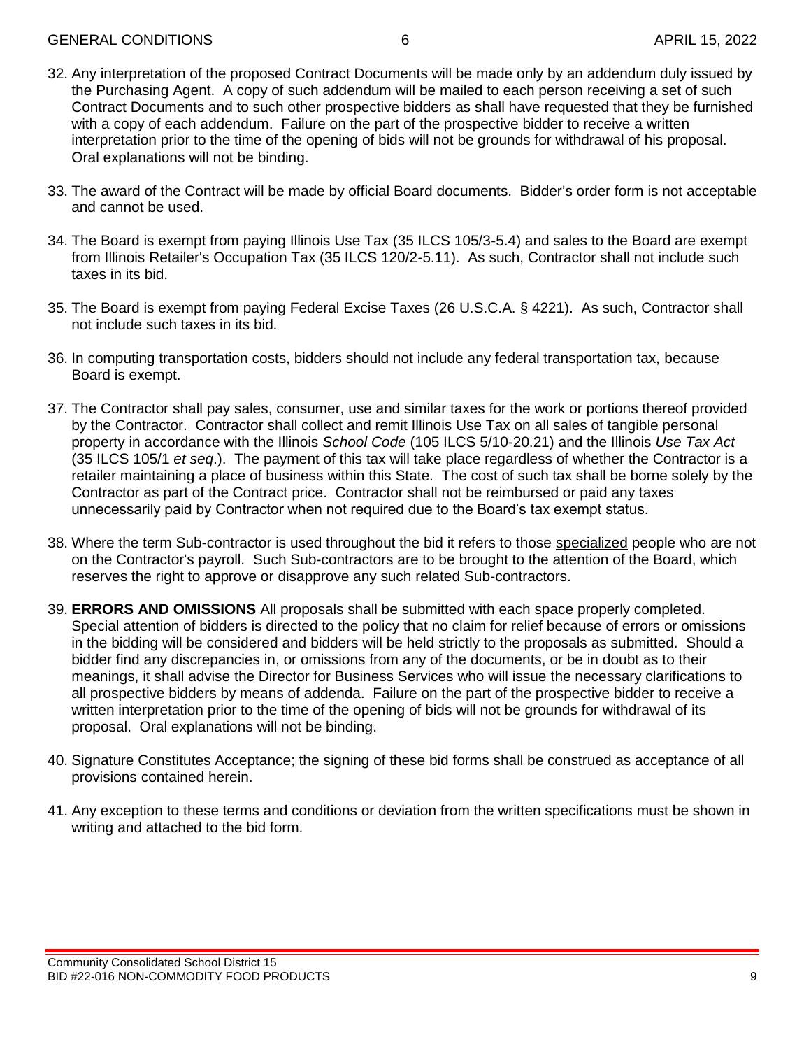32. Any interpretation of the proposed Contract Documents will be made only by an addendum duly issued by the Purchasing Agent. A copy of such addendum will be mailed to each person receiving a set of such Contract Documents and to such other prospective bidders as shall have requested that they be furnished with a copy of each addendum. Failure on the part of the prospective bidder to receive a written interpretation prior to the time of the opening of bids will not be grounds for withdrawal of his proposal. Oral explanations will not be binding.

33. The award of the Contract will be made by official Board documents. Bidder's order form is not acceptable and cannot be used.

34. The Board is exempt from paying Illinois Use Tax (35 ILCS 105/3-5.4) and sales to the Board are exempt from Illinois Retailer's Occupation Tax (35 ILCS 120/2-5.11). As such, Contractor shall not include such taxes in its bid.

35. The Board is exempt from paying Federal Excise Taxes (26 U.S.C.A. § 4221). As such, Contractor shall not include such taxes in its bid.

36. In computing transportation costs, bidders should not include any federal transportation tax, because Board is exempt.

37. The Contractor shall pay sales, consumer, use and similar taxes for the work or portions thereof provided by the Contractor. Contractor shall collect and remit Illinois Use Tax on all sales of tangible personal property in accordance with the Illinois *School Code* (105 ILCS 5/10-20.21) and the Illinois *Use Tax Act* (35 ILCS 105/1 *et seq*.). The payment of this tax will take place regardless of whether the Contractor is a retailer maintaining a place of business within this State. The cost of such tax shall be borne solely by the Contractor as part of the Contract price. Contractor shall not be reimbursed or paid any taxes unnecessarily paid by Contractor when not required due to the Board's tax exempt status.

38. Where the term Sub-contractor is used throughout the bid it refers to those <u>specialized</u> people who are not on the Contractor's payroll. Such Sub-contractors are to be brought to the attention of the Board, which reserves the right to approve or disapprove any such related Sub-contractors.

39. **ERRORS AND OMISSIONS** All proposals shall be submitted with each space properly completed. Special attention of bidders is directed to the policy that no claim for relief because of errors or omissions in the bidding will be considered and bidders will be held strictly to the proposals as submitted. Should a bidder find any discrepancies in, or omissions from any of the documents, or be in doubt as to their meanings, it shall advise the Director for Business Services who will issue the necessary clarifications to all prospective bidders by means of addenda. Failure on the part of the prospective bidder to receive a written interpretation prior to the time of the opening of bids will not be grounds for withdrawal of its proposal. Oral explanations will not be binding.

40. Signature Constitutes Acceptance; the signing of these bid forms shall be construed as acceptance of all provisions contained herein.

41. Any exception to these terms and conditions or deviation from the written specifications must be shown in writing and attached to the bid form.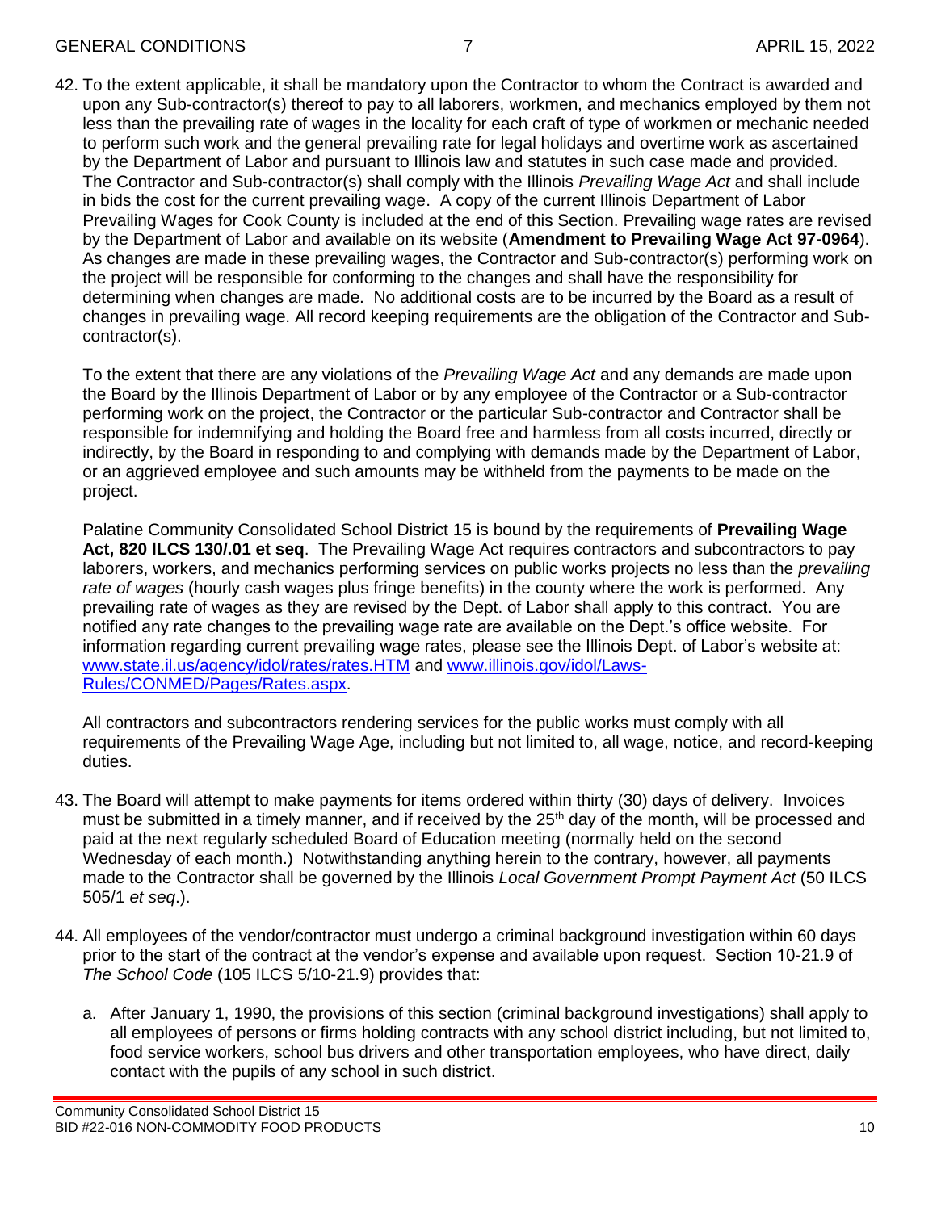42. To the extent applicable, it shall be mandatory upon the Contractor to whom the Contract is awarded and upon any Sub-contractor(s) thereof to pay to all laborers, workmen, and mechanics employed by them not less than the prevailing rate of wages in the locality for each craft of type of workmen or mechanic needed to perform such work and the general prevailing rate for legal holidays and overtime work as ascertained by the Department of Labor and pursuant to Illinois law and statutes in such case made and provided. The Contractor and Sub-contractor(s) shall comply with the Illinois *Prevailing Wage Act* and shall include in bids the cost for the current prevailing wage. A copy of the current Illinois Department of Labor Prevailing Wages for Cook County is included at the end of this Section. Prevailing wage rates are revised by the Department of Labor and available on its website (**Amendment to Prevailing Wage Act 97-0964**). As changes are made in these prevailing wages, the Contractor and Sub-contractor(s) performing work on the project will be responsible for conforming to the changes and shall have the responsibility for determining when changes are made. No additional costs are to be incurred by the Board as a result of changes in prevailing wage. All record keeping requirements are the obligation of the Contractor and Sub-contractor(s).

    To the extent that there are any violations of the *Prevailing Wage Act* and any demands are made upon the Board by the Illinois Department of Labor or by any employee of the Contractor or a Sub-contractor performing work on the project, the Contractor or the particular Sub-contractor and Contractor shall be responsible for indemnifying and holding the Board free and harmless from all costs incurred, directly or indirectly, by the Board in responding to and complying with demands made by the Department of Labor, or an aggrieved employee and such amounts may be withheld from the payments to be made on the project.

    Palatine Community Consolidated School District 15 is bound by the requirements of **Prevailing Wage Act, 820 ILCS 130/.01 et seq**. The Prevailing Wage Act requires contractors and subcontractors to pay laborers, workers, and mechanics performing services on public works projects no less than the *prevailing rate of wages* (hourly cash wages plus fringe benefits) in the county where the work is performed. Any prevailing rate of wages as they are revised by the Dept. of Labor shall apply to this contract. You are notified any rate changes to the prevailing wage rate are available on the Dept.'s office website. For information regarding current prevailing wage rates, please see the Illinois Dept. of Labor's website at: [www.state.il.us/agency/idol/rates/rates.HTM](www.state.il.us/agency/idol/rates/rates.HTM) and [www.illinois.gov/idol/Laws-Rules/CONMED/Pages/Rates.aspx](www.illinois.gov/idol/Laws-Rules/CONMED/Pages/Rates.aspx).

    All contractors and subcontractors rendering services for the public works must comply with all requirements of the Prevailing Wage Age, including but not limited to, all wage, notice, and record-keeping duties.

43. The Board will attempt to make payments for items ordered within thirty (30) days of delivery. Invoices must be submitted in a timely manner, and if received by the 25th day of the month, will be processed and paid at the next regularly scheduled Board of Education meeting (normally held on the second Wednesday of each month.) Notwithstanding anything herein to the contrary, however, all payments made to the Contractor shall be governed by the Illinois *Local Government Prompt Payment Act* (50 ILCS 505/1 *et seq*.).

44. All employees of the vendor/contractor must undergo a criminal background investigation within 60 days prior to the start of the contract at the vendor's expense and available upon request. Section 10-21.9 of *The School Code* (105 ILCS 5/10-21.9) provides that:

    a. After January 1, 1990, the provisions of this section (criminal background investigations) shall apply to all employees of persons or firms holding contracts with any school district including, but not limited to, food service workers, school bus drivers and other transportation employees, who have direct, daily contact with the pupils of any school in such district.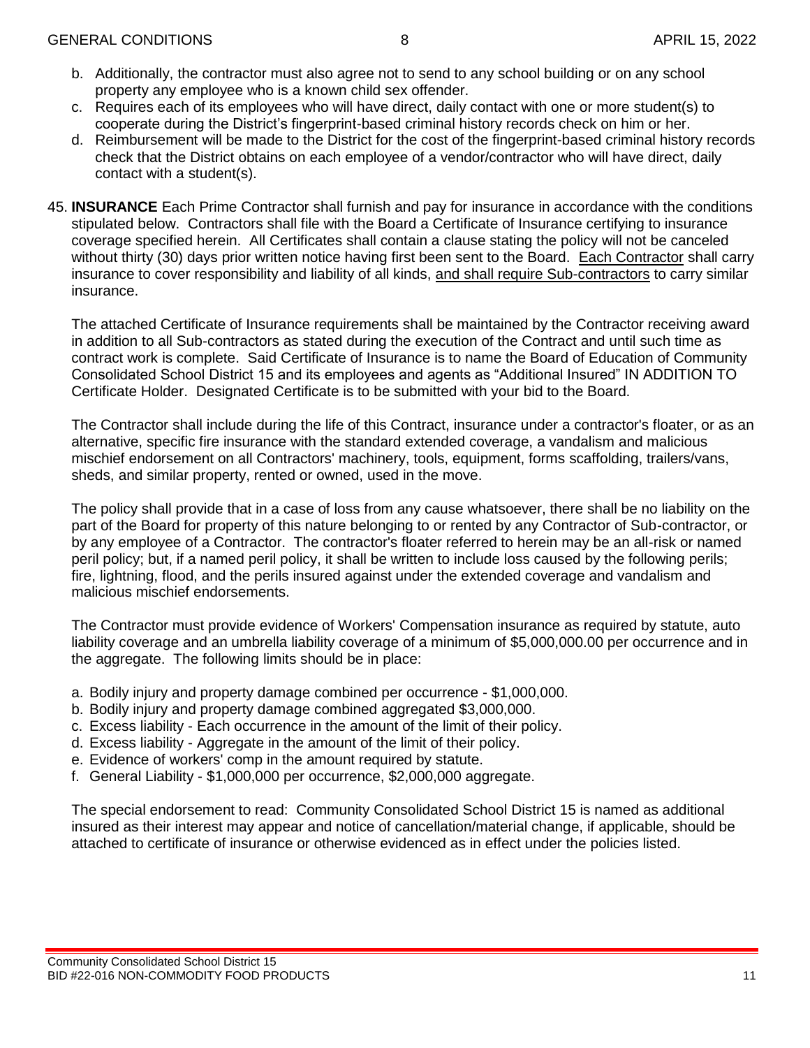b. Additionally, the contractor must also agree not to send to any school building or on any school property any employee who is a known child sex offender.
c. Requires each of its employees who will have direct, daily contact with one or more student(s) to cooperate during the District's fingerprint-based criminal history records check on him or her.
d. Reimbursement will be made to the District for the cost of the fingerprint-based criminal history records check that the District obtains on each employee of a vendor/contractor who will have direct, daily contact with a student(s).

45. **INSURANCE** Each Prime Contractor shall furnish and pay for insurance in accordance with the conditions stipulated below. Contractors shall file with the Board a Certificate of Insurance certifying to insurance coverage specified herein. All Certificates shall contain a clause stating the policy will not be canceled without thirty (30) days prior written notice having first been sent to the Board. <u>Each Contractor</u> shall carry insurance to cover responsibility and liability of all kinds, <u>and shall require Sub-contractors</u> to carry similar insurance.

    The attached Certificate of Insurance requirements shall be maintained by the Contractor receiving award in addition to all Sub-contractors as stated during the execution of the Contract and until such time as contract work is complete. Said Certificate of Insurance is to name the Board of Education of Community Consolidated School District 15 and its employees and agents as "Additional Insured" IN ADDITION TO Certificate Holder. Designated Certificate is to be submitted with your bid to the Board.

    The Contractor shall include during the life of this Contract, insurance under a contractor's floater, or as an alternative, specific fire insurance with the standard extended coverage, a vandalism and malicious mischief endorsement on all Contractors' machinery, tools, equipment, forms scaffolding, trailers/vans, sheds, and similar property, rented or owned, used in the move.

    The policy shall provide that in a case of loss from any cause whatsoever, there shall be no liability on the part of the Board for property of this nature belonging to or rented by any Contractor of Sub-contractor, or by any employee of a Contractor. The contractor's floater referred to herein may be an all-risk or named peril policy; but, if a named peril policy, it shall be written to include loss caused by the following perils; fire, lightning, flood, and the perils insured against under the extended coverage and vandalism and malicious mischief endorsements.

    The Contractor must provide evidence of Workers' Compensation insurance as required by statute, auto liability coverage and an umbrella liability coverage of a minimum of $5,000,000.00 per occurrence and in the aggregate. The following limits should be in place:

    a. Bodily injury and property damage combined per occurrence - $1,000,000.
    b. Bodily injury and property damage combined aggregated $3,000,000.
    c. Excess liability - Each occurrence in the amount of the limit of their policy.
    d. Excess liability - Aggregate in the amount of the limit of their policy.
    e. Evidence of workers' comp in the amount required by statute.
    f. General Liability - $1,000,000 per occurrence, $2,000,000 aggregate.

    The special endorsement to read: Community Consolidated School District 15 is named as additional insured as their interest may appear and notice of cancellation/material change, if applicable, should be attached to certificate of insurance or otherwise evidenced as in effect under the policies listed.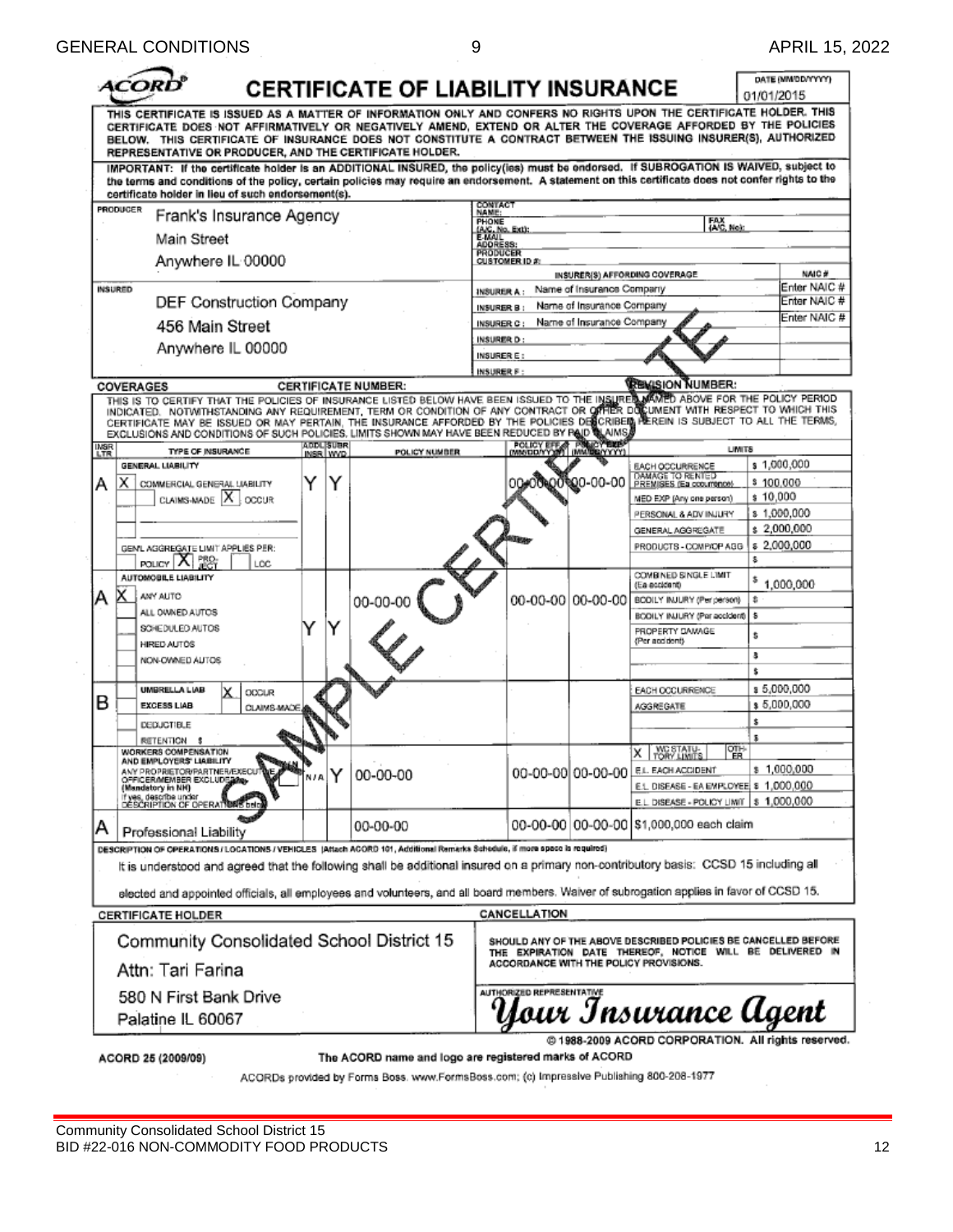# CERTIFICATE OF LIABILITY INSURANCE

DATE (MM/DD/YYYY): 01/01/2015

THIS CERTIFICATE IS ISSUED AS A MATTER OF INFORMATION ONLY AND CONFERS NO RIGHTS UPON THE CERTIFICATE HOLDER. THIS CERTIFICATE DOES NOT AFFIRMATIVELY OR NEGATIVELY AMEND, EXTEND OR ALTER THE COVERAGE AFFORDED BY THE POLICIES BELOW. THIS CERTIFICATE OF INSURANCE DOES NOT CONSTITUTE A CONTRACT BETWEEN THE ISSUING INSURER(S), AUTHORIZED REPRESENTATIVE OR PRODUCER, AND THE CERTIFICATE HOLDER.

IMPORTANT: If the certificate holder is an ADDITIONAL INSURED, the policy(ies) must be endorsed. If SUBROGATION IS WAIVED, subject to the terms and conditions of the policy, certain policies may require an endorsement. A statement on this certificate does not confer rights to the certificate holder in lieu of such endorsement(s).

| PRODUCER | CONTACT NAME: | |
|---|---|---|
| Frank's Insurance Agency | PHONE (A/C, No, Ext): | FAX (A/C, No): |
| Main Street | E-MAIL ADDRESS: | |
| Anywhere IL 00000 | PRODUCER CUSTOMER ID #: | |

| INSURED | INSURER(S) AFFORDING COVERAGE | NAIC # |
|---|---|---|
| DEF Construction Company | INSURER A: Name of Insurance Company | Enter NAIC # |
| 456 Main Street | INSURER B: Name of Insurance Company | Enter NAIC # |
| Anywhere IL 00000 | INSURER C: Name of Insurance Company | Enter NAIC # |
| | INSURER D: | |
| | INSURER E: | |
| | INSURER F: | |

**COVERAGES** CERTIFICATE NUMBER: REVISION NUMBER:

THIS IS TO CERTIFY THAT THE POLICIES OF INSURANCE LISTED BELOW HAVE BEEN ISSUED TO THE INSURED NAMED ABOVE FOR THE POLICY PERIOD INDICATED. NOTWITHSTANDING ANY REQUIREMENT, TERM OR CONDITION OF ANY CONTRACT OR OTHER DOCUMENT WITH RESPECT TO WHICH THIS CERTIFICATE MAY BE ISSUED OR MAY PERTAIN, THE INSURANCE AFFORDED BY THE POLICIES DESCRIBED HEREIN IS SUBJECT TO ALL THE TERMS, EXCLUSIONS AND CONDITIONS OF SUCH POLICIES. LIMITS SHOWN MAY HAVE BEEN REDUCED BY PAID CLAIMS.

| INSR LTR | TYPE OF INSURANCE | ADDL INSR | SUBR WVD | POLICY NUMBER | POLICY EFF (MM/DD/YYYY) | POLICY EXP (MM/DD/YYYY) | LIMITS | |
|---|---|---|---|---|---|---|---|---|
| A | GENERAL LIABILITY<br>X COMMERCIAL GENERAL LIABILITY<br>CLAIMS-MADE X OCCUR<br>GEN'L AGGREGATE LIMIT APPLIES PER: POLICY X PRO-JECT LOC | Y | Y | | 00-00-00 | 00-00-00 | EACH OCCURRENCE | $ 1,000,000 |
| | | | | | | | DAMAGE TO RENTED PREMISES (Ea occurrence) | $ 100,000 |
| | | | | | | | MED EXP (Any one person) | $ 10,000 |
| | | | | | | | PERSONAL & ADV INJURY | $ 1,000,000 |
| | | | | | | | GENERAL AGGREGATE | $ 2,000,000 |
| | | | | | | | PRODUCTS - COMP/OP AGG | $ 2,000,000 |
| | | | | | | | | $ |
| A | AUTOMOBILE LIABILITY<br>X ANY AUTO<br>ALL OWNED AUTOS<br>SCHEDULED AUTOS<br>HIRED AUTOS<br>NON-OWNED AUTOS | Y | Y | 00-00-00 | 00-00-00 | 00-00-00 | COMBINED SINGLE LIMIT (Ea accident) | $ 1,000,000 |
| | | | | | | | BODILY INJURY (Per person) | $ |
| | | | | | | | BODILY INJURY (Per accident) | $ |
| | | | | | | | PROPERTY DAMAGE (Per accident) | $ |
| | | | | | | | | $ |
| | | | | | | | | $ |
| B | UMBRELLA LIAB X OCCUR<br>EXCESS LIAB CLAIMS-MADE<br>DEDUCTIBLE<br>RETENTION $ | | | | | | EACH OCCURRENCE | $ 5,000,000 |
| | | | | | | | AGGREGATE | $ 5,000,000 |
| | | | | | | | | $ |
| | | | | | | | | $ |
| | WORKERS COMPENSATION AND EMPLOYERS' LIABILITY Y/N<br>ANY PROPRIETOR/PARTNER/EXECUTIVE OFFICER/MEMBER EXCLUDED? (Mandatory in NH)<br>If yes, describe under DESCRIPTION OF OPERATIONS below | N/A | Y | 00-00-00 | 00-00-00 | 00-00-00 | X WC STATU-TORY LIMITS OTH-ER | |
| | | | | | | | E.L. EACH ACCIDENT | $ 1,000,000 |
| | | | | | | | E.L. DISEASE - EA EMPLOYEE | $ 1,000,000 |
| | | | | | | | E.L. DISEASE - POLICY LIMIT | $ 1,000,000 |
| A | Professional Liability | | | 00-00-00 | 00-00-00 | 00-00-00 | $1,000,000 each claim | |

DESCRIPTION OF OPERATIONS / LOCATIONS / VEHICLES (Attach ACORD 101, Additional Remarks Schedule, if more space is required)

It is understood and agreed that the following shall be additional insured on a primary non-contributory basis: CCSD 15 including all elected and appointed officials, all employees and volunteers, and all board members. Waiver of subrogation applies in favor of CCSD 15.

| CERTIFICATE HOLDER | CANCELLATION |
|---|---|
| Community Consolidated School District 15<br>Attn: Tari Farina<br>580 N First Bank Drive<br>Palatine IL 60067 | SHOULD ANY OF THE ABOVE DESCRIBED POLICIES BE CANCELLED BEFORE THE EXPIRATION DATE THEREOF, NOTICE WILL BE DELIVERED IN ACCORDANCE WITH THE POLICY PROVISIONS.<br><br>AUTHORIZED REPRESENTATIVE<br>*Your Insurance Agent* |

© 1988-2009 ACORD CORPORATION. All rights reserved.

ACORD 25 (2009/09) The ACORD name and logo are registered marks of ACORD

ACORDs provided by Forms Boss. www.FormsBoss.com; (c) Impressive Publishing 800-208-1977

SAMPLE CERTIFICATE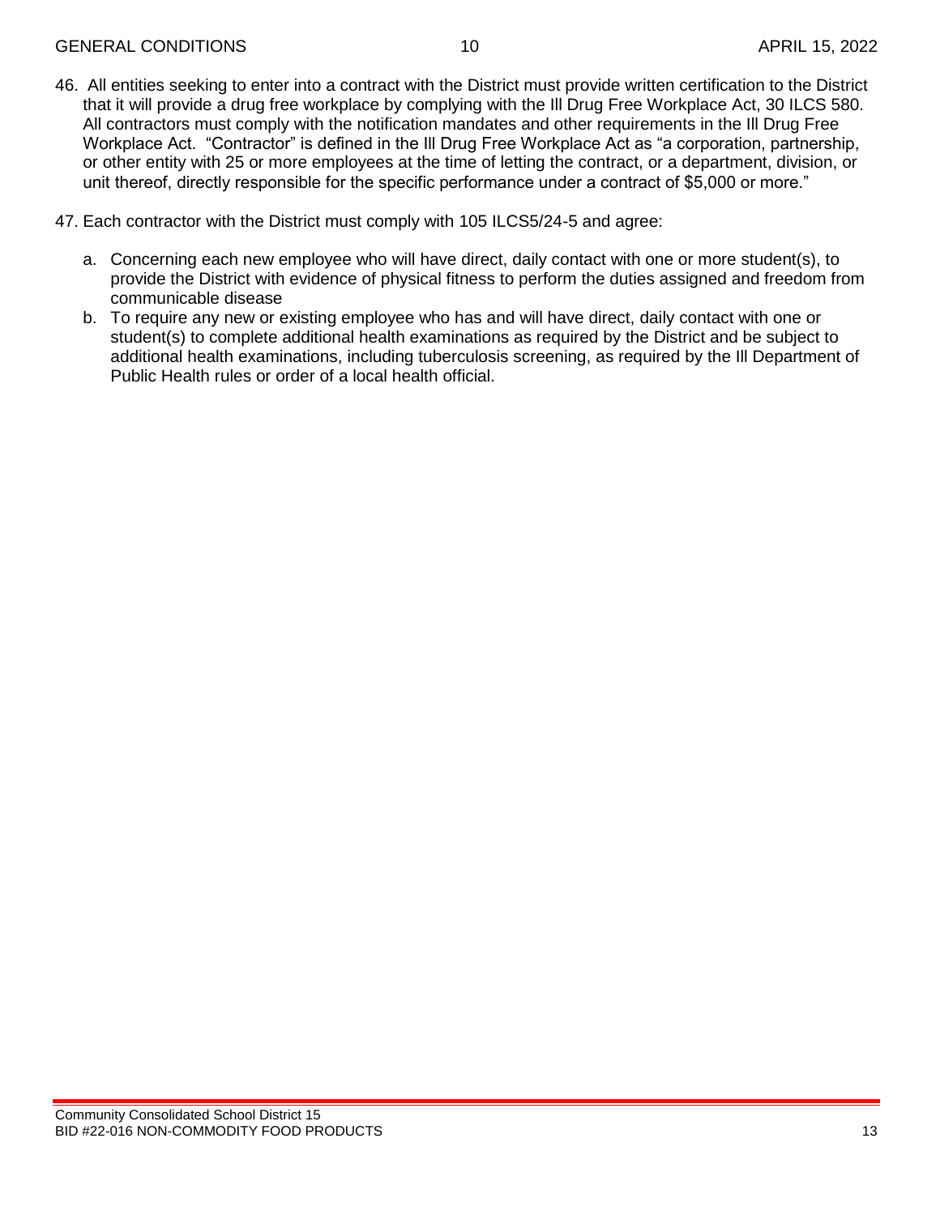46. All entities seeking to enter into a contract with the District must provide written certification to the District that it will provide a drug free workplace by complying with the Ill Drug Free Workplace Act, 30 ILCS 580. All contractors must comply with the notification mandates and other requirements in the Ill Drug Free Workplace Act. "Contractor" is defined in the Ill Drug Free Workplace Act as "a corporation, partnership, or other entity with 25 or more employees at the time of letting the contract, or a department, division, or unit thereof, directly responsible for the specific performance under a contract of $5,000 or more."

47. Each contractor with the District must comply with 105 ILCS5/24-5 and agree:

    a. Concerning each new employee who will have direct, daily contact with one or more student(s), to provide the District with evidence of physical fitness to perform the duties assigned and freedom from communicable disease
    b. To require any new or existing employee who has and will have direct, daily contact with one or student(s) to complete additional health examinations as required by the District and be subject to additional health examinations, including tuberculosis screening, as required by the Ill Department of Public Health rules or order of a local health official.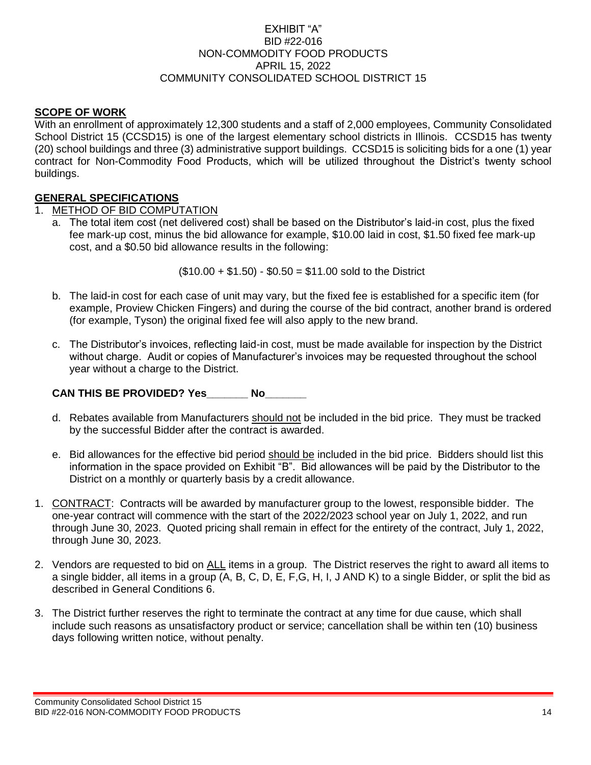EXHIBIT "A"
BID #22-016
NON-COMMODITY FOOD PRODUCTS
APRIL 15, 2022
COMMUNITY CONSOLIDATED SCHOOL DISTRICT 15

## SCOPE OF WORK

With an enrollment of approximately 12,300 students and a staff of 2,000 employees, Community Consolidated School District 15 (CCSD15) is one of the largest elementary school districts in Illinois. CCSD15 has twenty (20) school buildings and three (3) administrative support buildings. CCSD15 is soliciting bids for a one (1) year contract for Non-Commodity Food Products, which will be utilized throughout the District's twenty school buildings.

## GENERAL SPECIFICATIONS

1. METHOD OF BID COMPUTATION
   a. The total item cost (net delivered cost) shall be based on the Distributor's laid-in cost, plus the fixed fee mark-up cost, minus the bid allowance for example, $10.00 laid in cost, $1.50 fixed fee mark-up cost, and a $0.50 bid allowance results in the following:

      ($10.00 + $1.50) - $0.50 = $11.00 sold to the District

   b. The laid-in cost for each case of unit may vary, but the fixed fee is established for a specific item (for example, Proview Chicken Fingers) and during the course of the bid contract, another brand is ordered (for example, Tyson) the original fixed fee will also apply to the new brand.

   c. The Distributor's invoices, reflecting laid-in cost, must be made available for inspection by the District without charge. Audit or copies of Manufacturer's invoices may be requested throughout the school year without a charge to the District.

   **CAN THIS BE PROVIDED? Yes_______ No_______**

   d. Rebates available from Manufacturers should not be included in the bid price. They must be tracked by the successful Bidder after the contract is awarded.

   e. Bid allowances for the effective bid period should be included in the bid price. Bidders should list this information in the space provided on Exhibit "B". Bid allowances will be paid by the Distributor to the District on a monthly or quarterly basis by a credit allowance.

1. CONTRACT: Contracts will be awarded by manufacturer group to the lowest, responsible bidder. The one-year contract will commence with the start of the 2022/2023 school year on July 1, 2022, and run through June 30, 2023. Quoted pricing shall remain in effect for the entirety of the contract, July 1, 2022, through June 30, 2023.

2. Vendors are requested to bid on ALL items in a group. The District reserves the right to award all items to a single bidder, all items in a group (A, B, C, D, E, F,G, H, I, J AND K) to a single Bidder, or split the bid as described in General Conditions 6.

3. The District further reserves the right to terminate the contract at any time for due cause, which shall include such reasons as unsatisfactory product or service; cancellation shall be within ten (10) business days following written notice, without penalty.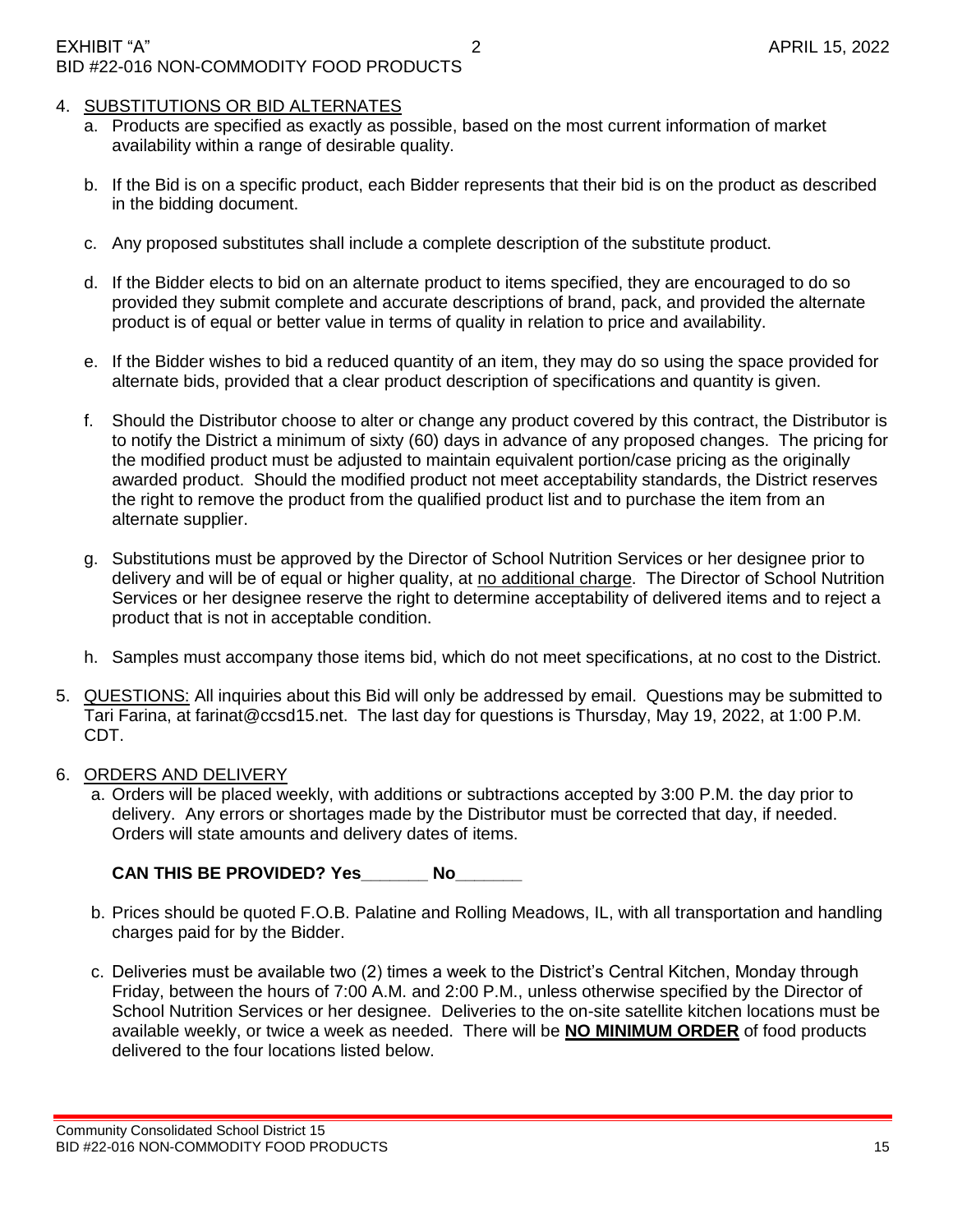4. <u>SUBSTITUTIONS OR BID ALTERNATES</u>
   a. Products are specified as exactly as possible, based on the most current information of market availability within a range of desirable quality.

   b. If the Bid is on a specific product, each Bidder represents that their bid is on the product as described in the bidding document.

   c. Any proposed substitutes shall include a complete description of the substitute product.

   d. If the Bidder elects to bid on an alternate product to items specified, they are encouraged to do so provided they submit complete and accurate descriptions of brand, pack, and provided the alternate product is of equal or better value in terms of quality in relation to price and availability.

   e. If the Bidder wishes to bid a reduced quantity of an item, they may do so using the space provided for alternate bids, provided that a clear product description of specifications and quantity is given.

   f. Should the Distributor choose to alter or change any product covered by this contract, the Distributor is to notify the District a minimum of sixty (60) days in advance of any proposed changes. The pricing for the modified product must be adjusted to maintain equivalent portion/case pricing as the originally awarded product. Should the modified product not meet acceptability standards, the District reserves the right to remove the product from the qualified product list and to purchase the item from an alternate supplier.

   g. Substitutions must be approved by the Director of School Nutrition Services or her designee prior to delivery and will be of equal or higher quality, at <u>no additional charge</u>. The Director of School Nutrition Services or her designee reserve the right to determine acceptability of delivered items and to reject a product that is not in acceptable condition.

   h. Samples must accompany those items bid, which do not meet specifications, at no cost to the District.

5. <u>QUESTIONS:</u> All inquiries about this Bid will only be addressed by email. Questions may be submitted to Tari Farina, at farinat@ccsd15.net. The last day for questions is Thursday, May 19, 2022, at 1:00 P.M. CDT.

6. <u>ORDERS AND DELIVERY</u>
   a. Orders will be placed weekly, with additions or subtractions accepted by 3:00 P.M. the day prior to delivery. Any errors or shortages made by the Distributor must be corrected that day, if needed. Orders will state amounts and delivery dates of items.

   **CAN THIS BE PROVIDED? Yes_______ No_______**

   b. Prices should be quoted F.O.B. Palatine and Rolling Meadows, IL, with all transportation and handling charges paid for by the Bidder.

   c. Deliveries must be available two (2) times a week to the District's Central Kitchen, Monday through Friday, between the hours of 7:00 A.M. and 2:00 P.M., unless otherwise specified by the Director of School Nutrition Services or her designee. Deliveries to the on-site satellite kitchen locations must be available weekly, or twice a week as needed. There will be **<u>NO MINIMUM ORDER</u>** of food products delivered to the four locations listed below.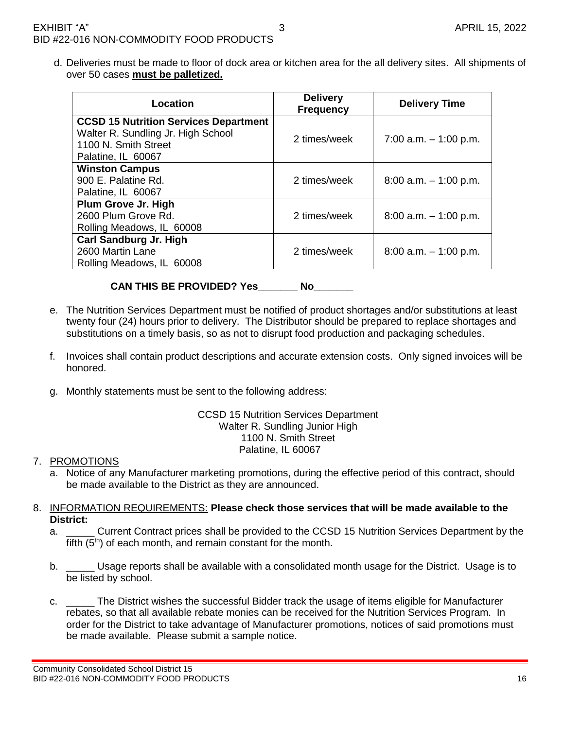d. Deliveries must be made to floor of dock area or kitchen area for the all delivery sites. All shipments of over 50 cases **must be palletized.**

| Location | Delivery Frequency | Delivery Time |
|---|---|---|
| **CCSD 15 Nutrition Services Department**<br>Walter R. Sundling Jr. High School<br>1100 N. Smith Street<br>Palatine, IL 60067 | 2 times/week | 7:00 a.m. – 1:00 p.m. |
| **Winston Campus**<br>900 E. Palatine Rd.<br>Palatine, IL 60067 | 2 times/week | 8:00 a.m. – 1:00 p.m. |
| **Plum Grove Jr. High**<br>2600 Plum Grove Rd.<br>Rolling Meadows, IL 60008 | 2 times/week | 8:00 a.m. – 1:00 p.m. |
| **Carl Sandburg Jr. High**<br>2600 Martin Lane<br>Rolling Meadows, IL 60008 | 2 times/week | 8:00 a.m. – 1:00 p.m. |

**CAN THIS BE PROVIDED? Yes_______ No_______**

e. The Nutrition Services Department must be notified of product shortages and/or substitutions at least twenty four (24) hours prior to delivery. The Distributor should be prepared to replace shortages and substitutions on a timely basis, so as not to disrupt food production and packaging schedules.

f. Invoices shall contain product descriptions and accurate extension costs. Only signed invoices will be honored.

g. Monthly statements must be sent to the following address:

CCSD 15 Nutrition Services Department
Walter R. Sundling Junior High
1100 N. Smith Street
Palatine, IL 60067

7. PROMOTIONS
   a. Notice of any Manufacturer marketing promotions, during the effective period of this contract, should be made available to the District as they are announced.

8. INFORMATION REQUIREMENTS: **Please check those services that will be made available to the District:**
   a. _____ Current Contract prices shall be provided to the CCSD 15 Nutrition Services Department by the fifth (5th) of each month, and remain constant for the month.

   b. _____ Usage reports shall be available with a consolidated month usage for the District. Usage is to be listed by school.

   c. _____ The District wishes the successful Bidder track the usage of items eligible for Manufacturer rebates, so that all available rebate monies can be received for the Nutrition Services Program. In order for the District to take advantage of Manufacturer promotions, notices of said promotions must be made available. Please submit a sample notice.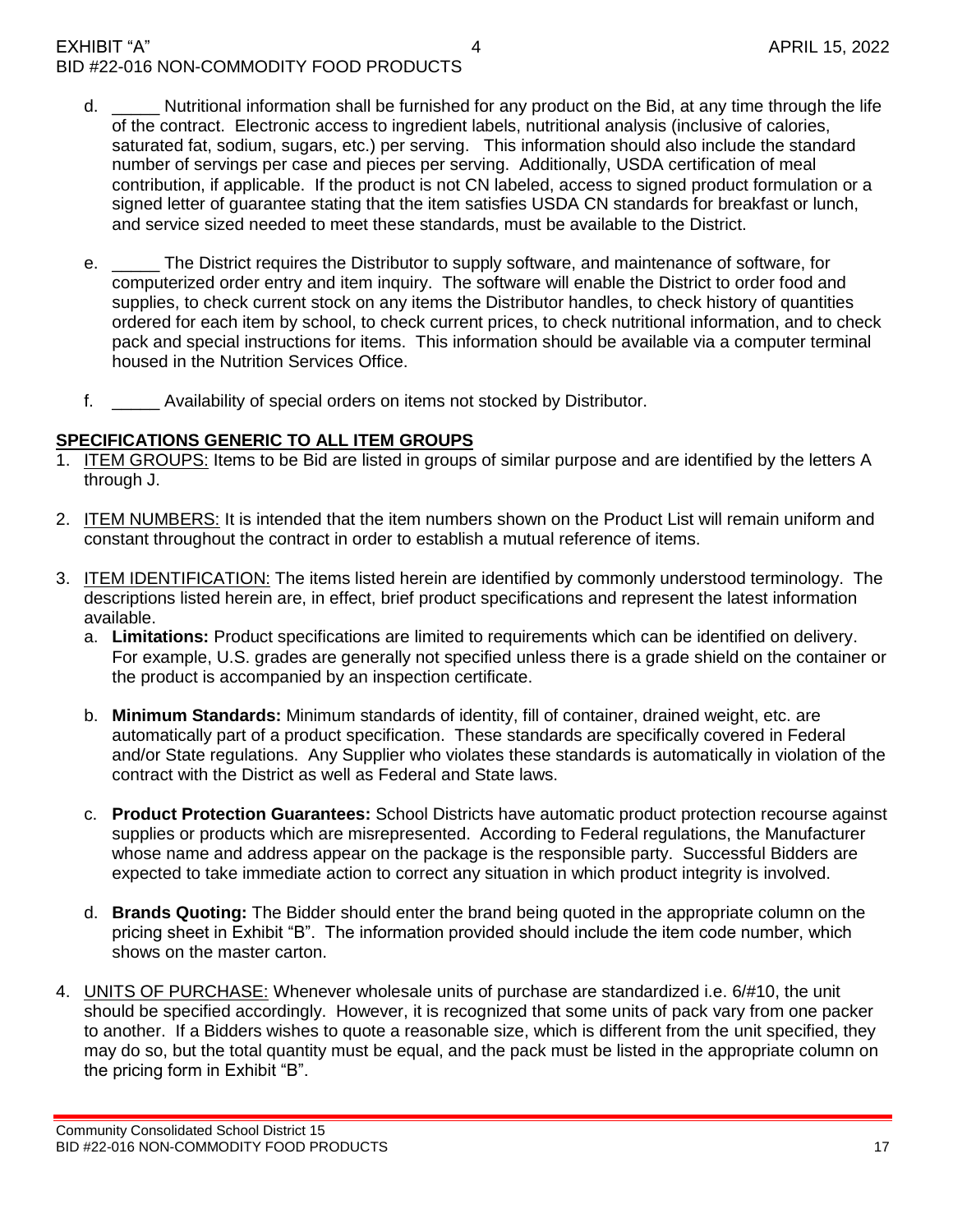d. _____ Nutritional information shall be furnished for any product on the Bid, at any time through the life of the contract. Electronic access to ingredient labels, nutritional analysis (inclusive of calories, saturated fat, sodium, sugars, etc.) per serving. This information should also include the standard number of servings per case and pieces per serving. Additionally, USDA certification of meal contribution, if applicable. If the product is not CN labeled, access to signed product formulation or a signed letter of guarantee stating that the item satisfies USDA CN standards for breakfast or lunch, and service sized needed to meet these standards, must be available to the District.

e. _____ The District requires the Distributor to supply software, and maintenance of software, for computerized order entry and item inquiry. The software will enable the District to order food and supplies, to check current stock on any items the Distributor handles, to check history of quantities ordered for each item by school, to check current prices, to check nutritional information, and to check pack and special instructions for items. This information should be available via a computer terminal housed in the Nutrition Services Office.

f. _____ Availability of special orders on items not stocked by Distributor.

## SPECIFICATIONS GENERIC TO ALL ITEM GROUPS

1. ITEM GROUPS: Items to be Bid are listed in groups of similar purpose and are identified by the letters A through J.

2. ITEM NUMBERS: It is intended that the item numbers shown on the Product List will remain uniform and constant throughout the contract in order to establish a mutual reference of items.

3. ITEM IDENTIFICATION: The items listed herein are identified by commonly understood terminology. The descriptions listed herein are, in effect, brief product specifications and represent the latest information available.
   a. **Limitations:** Product specifications are limited to requirements which can be identified on delivery. For example, U.S. grades are generally not specified unless there is a grade shield on the container or the product is accompanied by an inspection certificate.

   b. **Minimum Standards:** Minimum standards of identity, fill of container, drained weight, etc. are automatically part of a product specification. These standards are specifically covered in Federal and/or State regulations. Any Supplier who violates these standards is automatically in violation of the contract with the District as well as Federal and State laws.

   c. **Product Protection Guarantees:** School Districts have automatic product protection recourse against supplies or products which are misrepresented. According to Federal regulations, the Manufacturer whose name and address appear on the package is the responsible party. Successful Bidders are expected to take immediate action to correct any situation in which product integrity is involved.

   d. **Brands Quoting:** The Bidder should enter the brand being quoted in the appropriate column on the pricing sheet in Exhibit "B". The information provided should include the item code number, which shows on the master carton.

4. UNITS OF PURCHASE: Whenever wholesale units of purchase are standardized i.e. 6/#10, the unit should be specified accordingly. However, it is recognized that some units of pack vary from one packer to another. If a Bidders wishes to quote a reasonable size, which is different from the unit specified, they may do so, but the total quantity must be equal, and the pack must be listed in the appropriate column on the pricing form in Exhibit "B".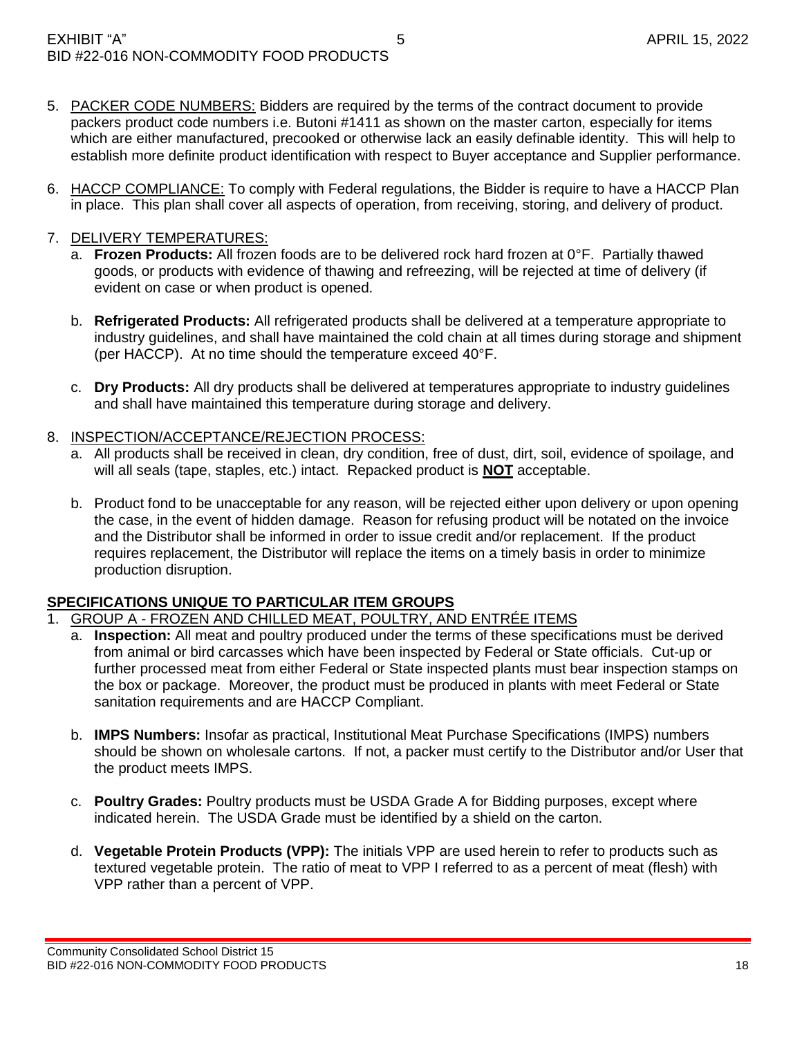5. PACKER CODE NUMBERS: Bidders are required by the terms of the contract document to provide packers product code numbers i.e. Butoni #1411 as shown on the master carton, especially for items which are either manufactured, precooked or otherwise lack an easily definable identity. This will help to establish more definite product identification with respect to Buyer acceptance and Supplier performance.

6. HACCP COMPLIANCE: To comply with Federal regulations, the Bidder is require to have a HACCP Plan in place. This plan shall cover all aspects of operation, from receiving, storing, and delivery of product.

7. DELIVERY TEMPERATURES:
   a. **Frozen Products:** All frozen foods are to be delivered rock hard frozen at 0°F. Partially thawed goods, or products with evidence of thawing and refreezing, will be rejected at time of delivery (if evident on case or when product is opened.

   b. **Refrigerated Products:** All refrigerated products shall be delivered at a temperature appropriate to industry guidelines, and shall have maintained the cold chain at all times during storage and shipment (per HACCP). At no time should the temperature exceed 40°F.

   c. **Dry Products:** All dry products shall be delivered at temperatures appropriate to industry guidelines and shall have maintained this temperature during storage and delivery.

8. INSPECTION/ACCEPTANCE/REJECTION PROCESS:
   a. All products shall be received in clean, dry condition, free of dust, dirt, soil, evidence of spoilage, and will all seals (tape, staples, etc.) intact. Repacked product is **NOT** acceptable.

   b. Product fond to be unacceptable for any reason, will be rejected either upon delivery or upon opening the case, in the event of hidden damage. Reason for refusing product will be notated on the invoice and the Distributor shall be informed in order to issue credit and/or replacement. If the product requires replacement, the Distributor will replace the items on a timely basis in order to minimize production disruption.

## SPECIFICATIONS UNIQUE TO PARTICULAR ITEM GROUPS

1. GROUP A - FROZEN AND CHILLED MEAT, POULTRY, AND ENTRÉE ITEMS
   a. **Inspection:** All meat and poultry produced under the terms of these specifications must be derived from animal or bird carcasses which have been inspected by Federal or State officials. Cut-up or further processed meat from either Federal or State inspected plants must bear inspection stamps on the box or package. Moreover, the product must be produced in plants with meet Federal or State sanitation requirements and are HACCP Compliant.

   b. **IMPS Numbers:** Insofar as practical, Institutional Meat Purchase Specifications (IMPS) numbers should be shown on wholesale cartons. If not, a packer must certify to the Distributor and/or User that the product meets IMPS.

   c. **Poultry Grades:** Poultry products must be USDA Grade A for Bidding purposes, except where indicated herein. The USDA Grade must be identified by a shield on the carton.

   d. **Vegetable Protein Products (VPP):** The initials VPP are used herein to refer to products such as textured vegetable protein. The ratio of meat to VPP I referred to as a percent of meat (flesh) with VPP rather than a percent of VPP.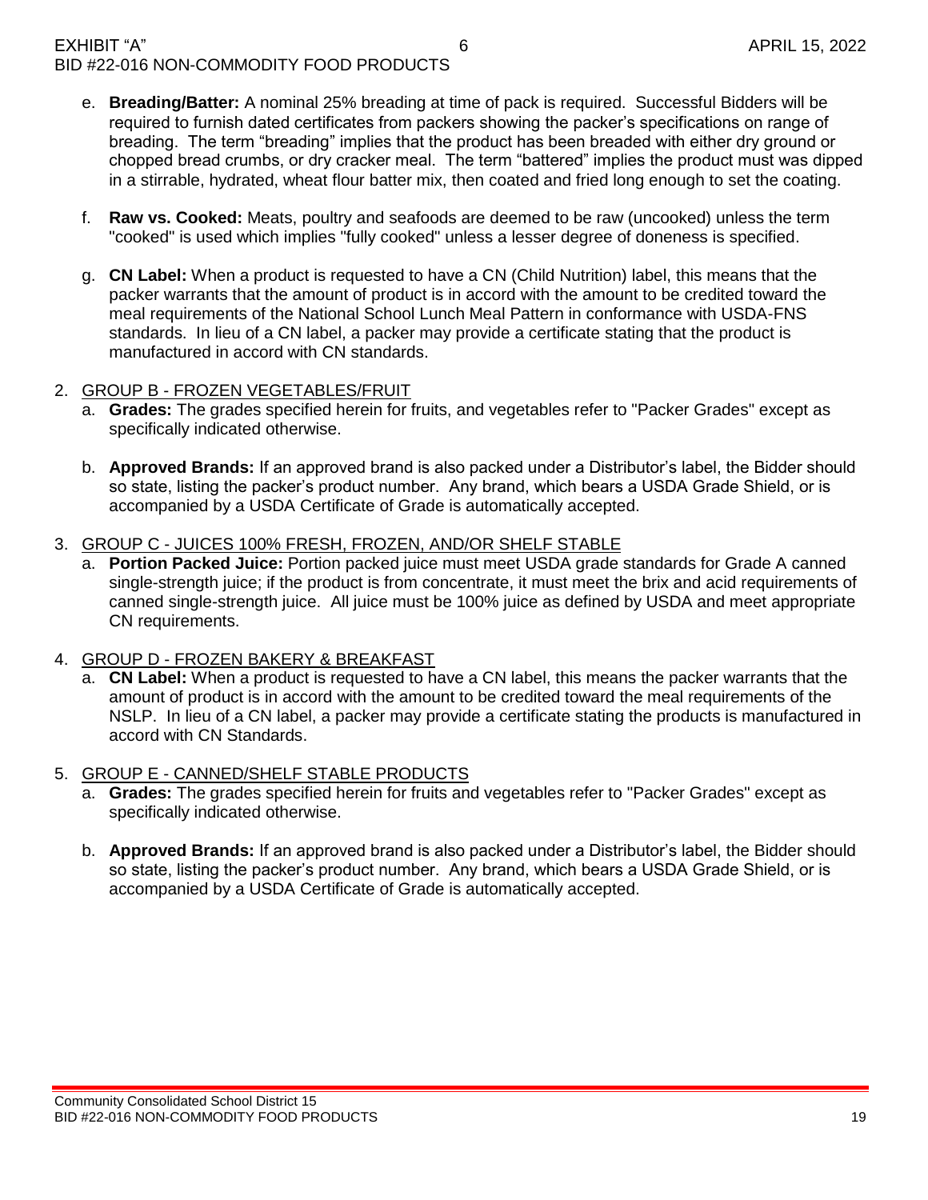e. **Breading/Batter:** A nominal 25% breading at time of pack is required. Successful Bidders will be required to furnish dated certificates from packers showing the packer's specifications on range of breading. The term "breading" implies that the product has been breaded with either dry ground or chopped bread crumbs, or dry cracker meal. The term "battered" implies the product must was dipped in a stirrable, hydrated, wheat flour batter mix, then coated and fried long enough to set the coating.

f. **Raw vs. Cooked:** Meats, poultry and seafoods are deemed to be raw (uncooked) unless the term "cooked" is used which implies "fully cooked" unless a lesser degree of doneness is specified.

g. **CN Label:** When a product is requested to have a CN (Child Nutrition) label, this means that the packer warrants that the amount of product is in accord with the amount to be credited toward the meal requirements of the National School Lunch Meal Pattern in conformance with USDA-FNS standards. In lieu of a CN label, a packer may provide a certificate stating that the product is manufactured in accord with CN standards.

2. <u>GROUP B - FROZEN VEGETABLES/FRUIT</u>
   a. **Grades:** The grades specified herein for fruits, and vegetables refer to "Packer Grades" except as specifically indicated otherwise.

   b. **Approved Brands:** If an approved brand is also packed under a Distributor's label, the Bidder should so state, listing the packer's product number. Any brand, which bears a USDA Grade Shield, or is accompanied by a USDA Certificate of Grade is automatically accepted.

3. <u>GROUP C - JUICES 100% FRESH, FROZEN, AND/OR SHELF STABLE</u>
   a. **Portion Packed Juice:** Portion packed juice must meet USDA grade standards for Grade A canned single-strength juice; if the product is from concentrate, it must meet the brix and acid requirements of canned single-strength juice. All juice must be 100% juice as defined by USDA and meet appropriate CN requirements.

4. <u>GROUP D - FROZEN BAKERY & BREAKFAST</u>
   a. **CN Label:** When a product is requested to have a CN label, this means the packer warrants that the amount of product is in accord with the amount to be credited toward the meal requirements of the NSLP. In lieu of a CN label, a packer may provide a certificate stating the products is manufactured in accord with CN Standards.

5. <u>GROUP E - CANNED/SHELF STABLE PRODUCTS</u>
   a. **Grades:** The grades specified herein for fruits and vegetables refer to "Packer Grades" except as specifically indicated otherwise.

   b. **Approved Brands:** If an approved brand is also packed under a Distributor's label, the Bidder should so state, listing the packer's product number. Any brand, which bears a USDA Grade Shield, or is accompanied by a USDA Certificate of Grade is automatically accepted.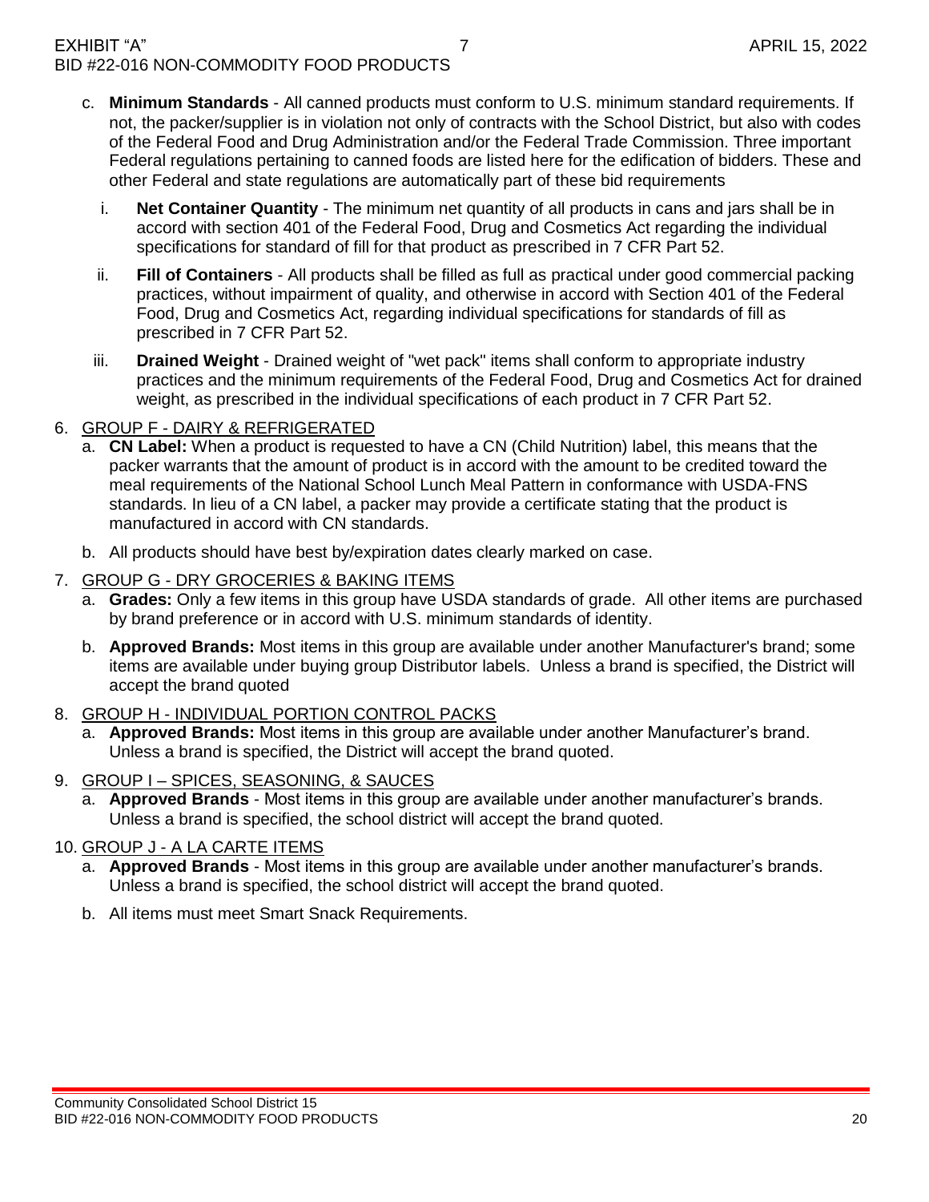c. **Minimum Standards** - All canned products must conform to U.S. minimum standard requirements. If not, the packer/supplier is in violation not only of contracts with the School District, but also with codes of the Federal Food and Drug Administration and/or the Federal Trade Commission. Three important Federal regulations pertaining to canned foods are listed here for the edification of bidders. These and other Federal and state regulations are automatically part of these bid requirements

   i. **Net Container Quantity** - The minimum net quantity of all products in cans and jars shall be in accord with section 401 of the Federal Food, Drug and Cosmetics Act regarding the individual specifications for standard of fill for that product as prescribed in 7 CFR Part 52.

   ii. **Fill of Containers** - All products shall be filled as full as practical under good commercial packing practices, without impairment of quality, and otherwise in accord with Section 401 of the Federal Food, Drug and Cosmetics Act, regarding individual specifications for standards of fill as prescribed in 7 CFR Part 52.

   iii. **Drained Weight** - Drained weight of "wet pack" items shall conform to appropriate industry practices and the minimum requirements of the Federal Food, Drug and Cosmetics Act for drained weight, as prescribed in the individual specifications of each product in 7 CFR Part 52.

6. GROUP F - DAIRY & REFRIGERATED
   a. **CN Label:** When a product is requested to have a CN (Child Nutrition) label, this means that the packer warrants that the amount of product is in accord with the amount to be credited toward the meal requirements of the National School Lunch Meal Pattern in conformance with USDA-FNS standards. In lieu of a CN label, a packer may provide a certificate stating that the product is manufactured in accord with CN standards.
   b. All products should have best by/expiration dates clearly marked on case.

7. GROUP G - DRY GROCERIES & BAKING ITEMS
   a. **Grades:** Only a few items in this group have USDA standards of grade. All other items are purchased by brand preference or in accord with U.S. minimum standards of identity.
   b. **Approved Brands:** Most items in this group are available under another Manufacturer's brand; some items are available under buying group Distributor labels. Unless a brand is specified, the District will accept the brand quoted

8. GROUP H - INDIVIDUAL PORTION CONTROL PACKS
   a. **Approved Brands:** Most items in this group are available under another Manufacturer's brand. Unless a brand is specified, the District will accept the brand quoted.

9. GROUP I – SPICES, SEASONING, & SAUCES
   a. **Approved Brands** - Most items in this group are available under another manufacturer's brands. Unless a brand is specified, the school district will accept the brand quoted.

10. GROUP J - A LA CARTE ITEMS
    a. **Approved Brands** - Most items in this group are available under another manufacturer's brands. Unless a brand is specified, the school district will accept the brand quoted.
    b. All items must meet Smart Snack Requirements.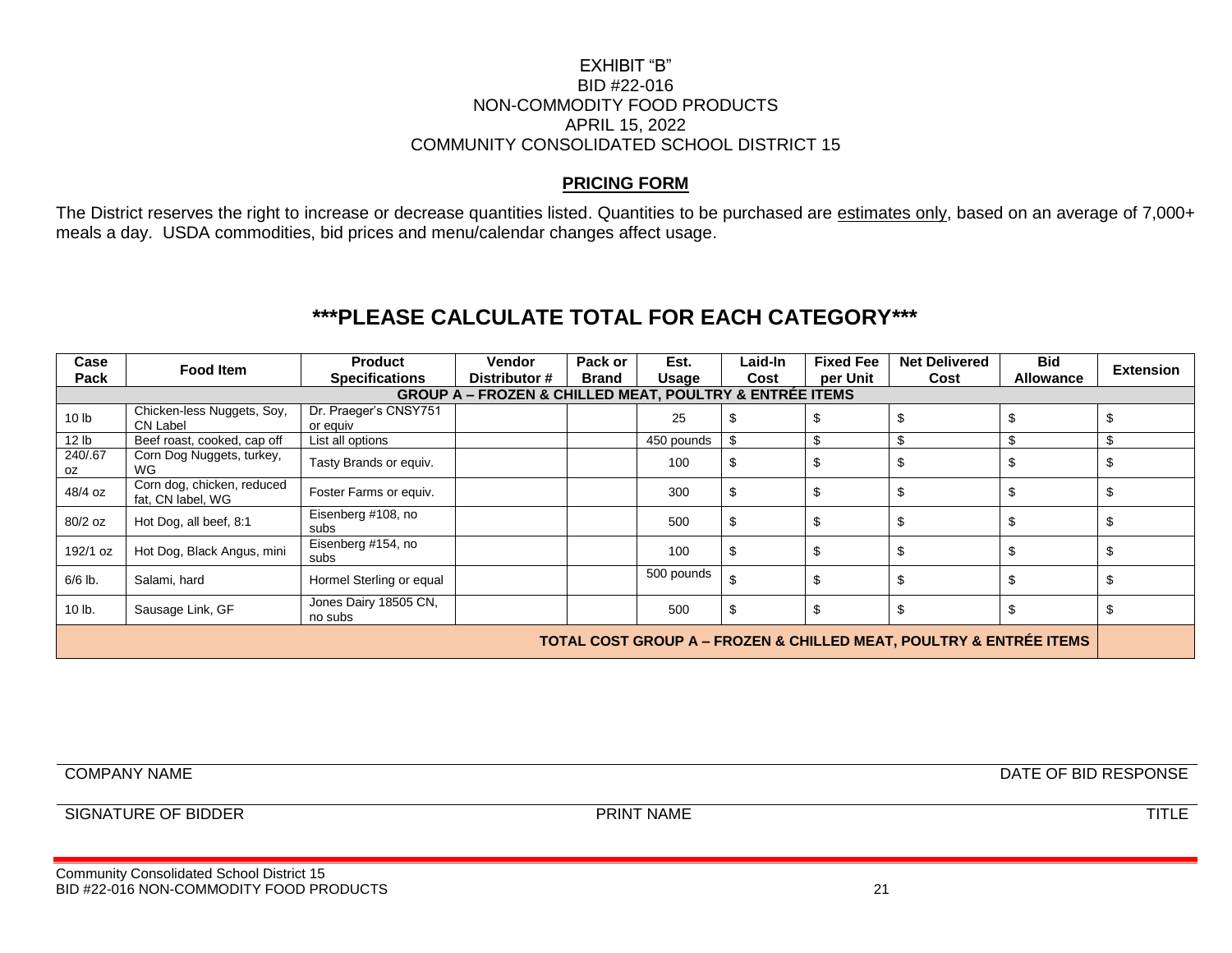EXHIBIT "B"
BID #22-016
NON-COMMODITY FOOD PRODUCTS
APRIL 15, 2022
COMMUNITY CONSOLIDATED SCHOOL DISTRICT 15

## PRICING FORM

The District reserves the right to increase or decrease quantities listed. Quantities to be purchased are estimates only, based on an average of 7,000+ meals a day. USDA commodities, bid prices and menu/calendar changes affect usage.

## ***PLEASE CALCULATE TOTAL FOR EACH CATEGORY***

| Case Pack | Food Item | Product Specifications | Vendor Distributor # | Pack or Brand | Est. Usage | Laid-In Cost | Fixed Fee per Unit | Net Delivered Cost | Bid Allowance | Extension |
|---|---|---|---|---|---|---|---|---|---|---|
| **GROUP A – FROZEN & CHILLED MEAT, POULTRY & ENTRÉE ITEMS** | | | | | | | | | | |
| 10 lb | Chicken-less Nuggets, Soy, CN Label | Dr. Praeger's CNSY751 or equiv | | | 25 | $ | $ | $ | $ | $ |
| 12 lb | Beef roast, cooked, cap off | List all options | | | 450 pounds | $ | $ | $ | $ | $ |
| 240/.67 oz | Corn Dog Nuggets, turkey, WG | Tasty Brands or equiv. | | | 100 | $ | $ | $ | $ | $ |
| 48/4 oz | Corn dog, chicken, reduced fat, CN label, WG | Foster Farms or equiv. | | | 300 | $ | $ | $ | $ | $ |
| 80/2 oz | Hot Dog, all beef, 8:1 | Eisenberg #108, no subs | | | 500 | $ | $ | $ | $ | $ |
| 192/1 oz | Hot Dog, Black Angus, mini | Eisenberg #154, no subs | | | 100 | $ | $ | $ | $ | $ |
| 6/6 lb. | Salami, hard | Hormel Sterling or equal | | | 500 pounds | $ | $ | $ | $ | $ |
| 10 lb. | Sausage Link, GF | Jones Dairy 18505 CN, no subs | | | 500 | $ | $ | $ | $ | $ |
| **TOTAL COST GROUP A – FROZEN & CHILLED MEAT, POULTRY & ENTRÉE ITEMS** | | | | | | | | | | |

COMPANY NAME DATE OF BID RESPONSE

SIGNATURE OF BIDDER PRINT NAME TITLE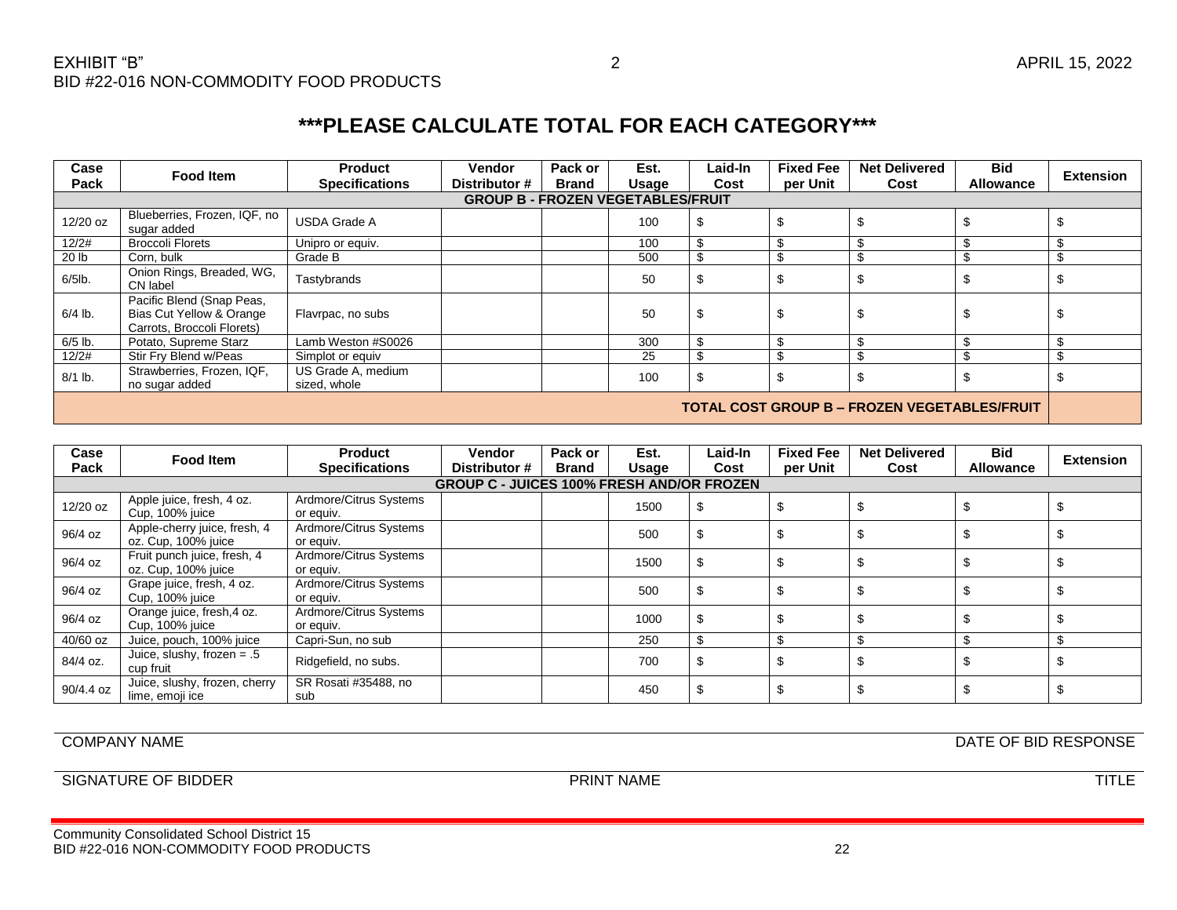EXHIBIT "B"
BID #22-016 NON-COMMODITY FOOD PRODUCTS

APRIL 15, 2022

# ***PLEASE CALCULATE TOTAL FOR EACH CATEGORY***

| Case Pack | Food Item | Product Specifications | Vendor Distributor # | Pack or Brand | Est. Usage | Laid-In Cost | Fixed Fee per Unit | Net Delivered Cost | Bid Allowance | Extension |
|---|---|---|---|---|---|---|---|---|---|---|
| **GROUP B - FROZEN VEGETABLES/FRUIT** | | | | | | | | | | |
| 12/20 oz | Blueberries, Frozen, IQF, no sugar added | USDA Grade A | | | 100 | $ | $ | $ | $ | $ |
| 12/2# | Broccoli Florets | Unipro or equiv. | | | 100 | $ | $ | $ | $ | $ |
| 20 lb | Corn, bulk | Grade B | | | 500 | $ | $ | $ | $ | $ |
| 6/5lb. | Onion Rings, Breaded, WG, CN label | Tastybrands | | | 50 | $ | $ | $ | $ | $ |
| 6/4 lb. | Pacific Blend (Snap Peas, Bias Cut Yellow & Orange Carrots, Broccoli Florets) | Flavrpac, no subs | | | 50 | $ | $ | $ | $ | $ |
| 6/5 lb. | Potato, Supreme Starz | Lamb Weston #S0026 | | | 300 | $ | $ | $ | $ | $ |
| 12/2# | Stir Fry Blend w/Peas | Simplot or equiv | | | 25 | $ | $ | $ | $ | $ |
| 8/1 lb. | Strawberries, Frozen, IQF, no sugar added | US Grade A, medium sized, whole | | | 100 | $ | $ | $ | $ | $ |
| **TOTAL COST GROUP B – FROZEN VEGETABLES/FRUIT** | | | | | | | | | | |

| Case Pack | Food Item | Product Specifications | Vendor Distributor # | Pack or Brand | Est. Usage | Laid-In Cost | Fixed Fee per Unit | Net Delivered Cost | Bid Allowance | Extension |
|---|---|---|---|---|---|---|---|---|---|---|
| **GROUP C - JUICES 100% FRESH AND/OR FROZEN** | | | | | | | | | | |
| 12/20 oz | Apple juice, fresh, 4 oz. Cup, 100% juice | Ardmore/Citrus Systems or equiv. | | | 1500 | $ | $ | $ | $ | $ |
| 96/4 oz | Apple-cherry juice, fresh, 4 oz. Cup, 100% juice | Ardmore/Citrus Systems or equiv. | | | 500 | $ | $ | $ | $ | $ |
| 96/4 oz | Fruit punch juice, fresh, 4 oz. Cup, 100% juice | Ardmore/Citrus Systems or equiv. | | | 1500 | $ | $ | $ | $ | $ |
| 96/4 oz | Grape juice, fresh, 4 oz. Cup, 100% juice | Ardmore/Citrus Systems or equiv. | | | 500 | $ | $ | $ | $ | $ |
| 96/4 oz | Orange juice, fresh,4 oz. Cup, 100% juice | Ardmore/Citrus Systems or equiv. | | | 1000 | $ | $ | $ | $ | $ |
| 40/60 oz | Juice, pouch, 100% juice | Capri-Sun, no sub | | | 250 | $ | $ | $ | $ | $ |
| 84/4 oz. | Juice, slushy, frozen = .5 cup fruit | Ridgefield, no subs. | | | 700 | $ | $ | $ | $ | $ |
| 90/4.4 oz | Juice, slushy, frozen, cherry lime, emoji ice | SR Rosati #35488, no sub | | | 450 | $ | $ | $ | $ | $ |

COMPANY NAME　　　　DATE OF BID RESPONSE

SIGNATURE OF BIDDER　　　　PRINT NAME　　　　TITLE

Community Consolidated School District 15
BID #22-016 NON-COMMODITY FOOD PRODUCTS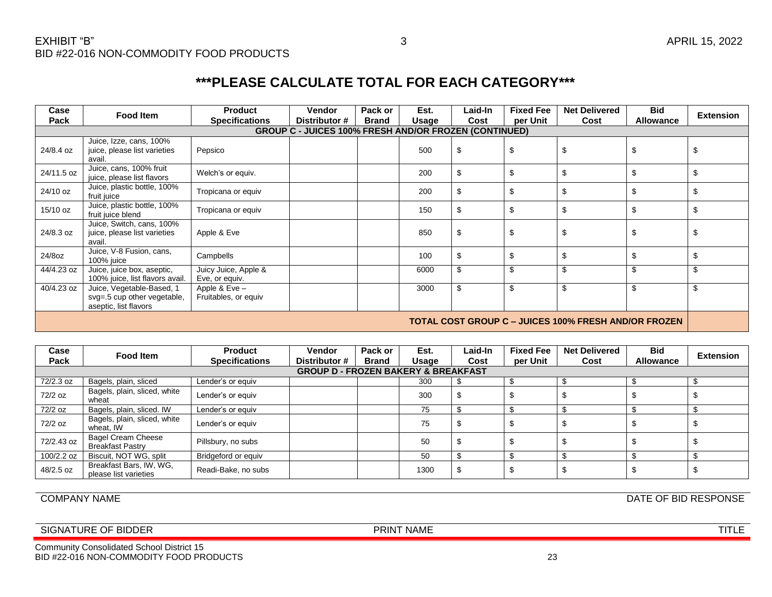EXHIBIT "B"
BID #22-016 NON-COMMODITY FOOD PRODUCTS

APRIL 15, 2022

# ***PLEASE CALCULATE TOTAL FOR EACH CATEGORY***

| Case Pack | Food Item | Product Specifications | Vendor Distributor # | Pack or Brand | Est. Usage | Laid-In Cost | Fixed Fee per Unit | Net Delivered Cost | Bid Allowance | Extension |
|---|---|---|---|---|---|---|---|---|---|---|
| **GROUP C - JUICES 100% FRESH AND/OR FROZEN (CONTINUED)** | | | | | | | | | | |
| 24/8.4 oz | Juice, Izze, cans, 100% juice, please list varieties avail. | Pepsico | | | 500 | $ | $ | $ | $ | $ |
| 24/11.5 oz | Juice, cans, 100% fruit juice, please list flavors | Welch's or equiv. | | | 200 | $ | $ | $ | $ | $ |
| 24/10 oz | Juice, plastic bottle, 100% fruit juice | Tropicana or equiv | | | 200 | $ | $ | $ | $ | $ |
| 15/10 oz | Juice, plastic bottle, 100% fruit juice blend | Tropicana or equiv | | | 150 | $ | $ | $ | $ | $ |
| 24/8.3 oz | Juice, Switch, cans, 100% juice, please list varieties avail. | Apple & Eve | | | 850 | $ | $ | $ | $ | $ |
| 24/8oz | Juice, V-8 Fusion, cans, 100% juice | Campbells | | | 100 | $ | $ | $ | $ | $ |
| 44/4.23 oz | Juice, juice box, aseptic, 100% juice, list flavors avail. | Juicy Juice, Apple & Eve, or equiv. | | | 6000 | $ | $ | $ | $ | $ |
| 40/4.23 oz | Juice, Vegetable-Based, 1 svg=.5 cup other vegetable, aseptic, list flavors | Apple & Eve – Fruitables, or equiv | | | 3000 | $ | $ | $ | $ | $ |
| **TOTAL COST GROUP C – JUICES 100% FRESH AND/OR FROZEN** | | | | | | | | | | |

| Case Pack | Food Item | Product Specifications | Vendor Distributor # | Pack or Brand | Est. Usage | Laid-In Cost | Fixed Fee per Unit | Net Delivered Cost | Bid Allowance | Extension |
|---|---|---|---|---|---|---|---|---|---|---|
| **GROUP D - FROZEN BAKERY & BREAKFAST** | | | | | | | | | | |
| 72/2.3 oz | Bagels, plain, sliced | Lender's or equiv | | | 300 | $ | $ | $ | $ | $ |
| 72/2 oz | Bagels, plain, sliced, white wheat | Lender's or equiv | | | 300 | $ | $ | $ | $ | $ |
| 72/2 oz | Bagels, plain, sliced. IW | Lender's or equiv | | | 75 | $ | $ | $ | $ | $ |
| 72/2 oz | Bagels, plain, sliced, white wheat, IW | Lender's or equiv | | | 75 | $ | $ | $ | $ | $ |
| 72/2.43 oz | Bagel Cream Cheese Breakfast Pastry | Pillsbury, no subs | | | 50 | $ | $ | $ | $ | $ |
| 100/2.2 oz | Biscuit, NOT WG, split | Bridgeford or equiv | | | 50 | $ | $ | $ | $ | $ |
| 48/2.5 oz | Breakfast Bars, IW, WG, please list varieties | Readi-Bake, no subs | | | 1300 | $ | $ | $ | $ | $ |

COMPANY NAME | DATE OF BID RESPONSE

SIGNATURE OF BIDDER | PRINT NAME | TITLE

Community Consolidated School District 15
BID #22-016 NON-COMMODITY FOOD PRODUCTS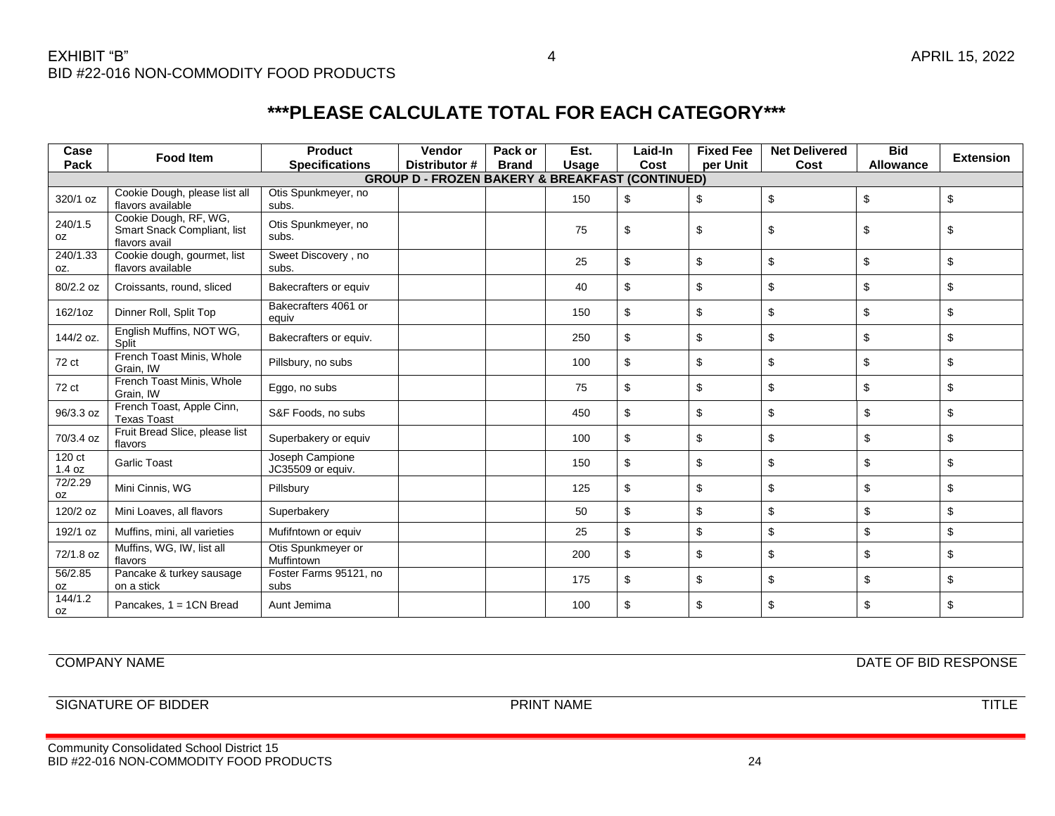EXHIBIT "B"
BID #22-016 NON-COMMODITY FOOD PRODUCTS

APRIL 15, 2022

## ***PLEASE CALCULATE TOTAL FOR EACH CATEGORY***

| Case Pack | Food Item | Product Specifications | Vendor Distributor # | Pack or Brand | Est. Usage | Laid-In Cost | Fixed Fee per Unit | Net Delivered Cost | Bid Allowance | Extension |
|---|---|---|---|---|---|---|---|---|---|---|
| **GROUP D - FROZEN BAKERY & BREAKFAST (CONTINUED)** | | | | | | | | | | |
| 320/1 oz | Cookie Dough, please list all flavors available | Otis Spunkmeyer, no subs. | | | 150 | $ | $ | $ | $ | $ |
| 240/1.5 oz | Cookie Dough, RF, WG, Smart Snack Compliant, list flavors avail | Otis Spunkmeyer, no subs. | | | 75 | $ | $ | $ | $ | $ |
| 240/1.33 oz. | Cookie dough, gourmet, list flavors available | Sweet Discovery , no subs. | | | 25 | $ | $ | $ | $ | $ |
| 80/2.2 oz | Croissants, round, sliced | Bakecrafters or equiv | | | 40 | $ | $ | $ | $ | $ |
| 162/1oz | Dinner Roll, Split Top | Bakecrafters 4061 or equiv | | | 150 | $ | $ | $ | $ | $ |
| 144/2 oz. | English Muffins, NOT WG, Split | Bakecrafters or equiv. | | | 250 | $ | $ | $ | $ | $ |
| 72 ct | French Toast Minis, Whole Grain, IW | Pillsbury, no subs | | | 100 | $ | $ | $ | $ | $ |
| 72 ct | French Toast Minis, Whole Grain, IW | Eggo, no subs | | | 75 | $ | $ | $ | $ | $ |
| 96/3.3 oz | French Toast, Apple Cinn, Texas Toast | S&F Foods, no subs | | | 450 | $ | $ | $ | $ | $ |
| 70/3.4 oz | Fruit Bread Slice, please list flavors | Superbakery or equiv | | | 100 | $ | $ | $ | $ | $ |
| 120 ct 1.4 oz | Garlic Toast | Joseph Campione JC35509 or equiv. | | | 150 | $ | $ | $ | $ | $ |
| 72/2.29 oz | Mini Cinnis, WG | Pillsbury | | | 125 | $ | $ | $ | $ | $ |
| 120/2 oz | Mini Loaves, all flavors | Superbakery | | | 50 | $ | $ | $ | $ | $ |
| 192/1 oz | Muffins, mini, all varieties | Mufifntown or equiv | | | 25 | $ | $ | $ | $ | $ |
| 72/1.8 oz | Muffins, WG, IW, list all flavors | Otis Spunkmeyer or Muffintown | | | 200 | $ | $ | $ | $ | $ |
| 56/2.85 oz | Pancake & turkey sausage on a stick | Foster Farms 95121, no subs | | | 175 | $ | $ | $ | $ | $ |
| 144/1.2 oz | Pancakes, 1 = 1CN Bread | Aunt Jemima | | | 100 | $ | $ | $ | $ | $ |

COMPANY NAME | DATE OF BID RESPONSE

SIGNATURE OF BIDDER | PRINT NAME | TITLE

Community Consolidated School District 15
BID #22-016 NON-COMMODITY FOOD PRODUCTS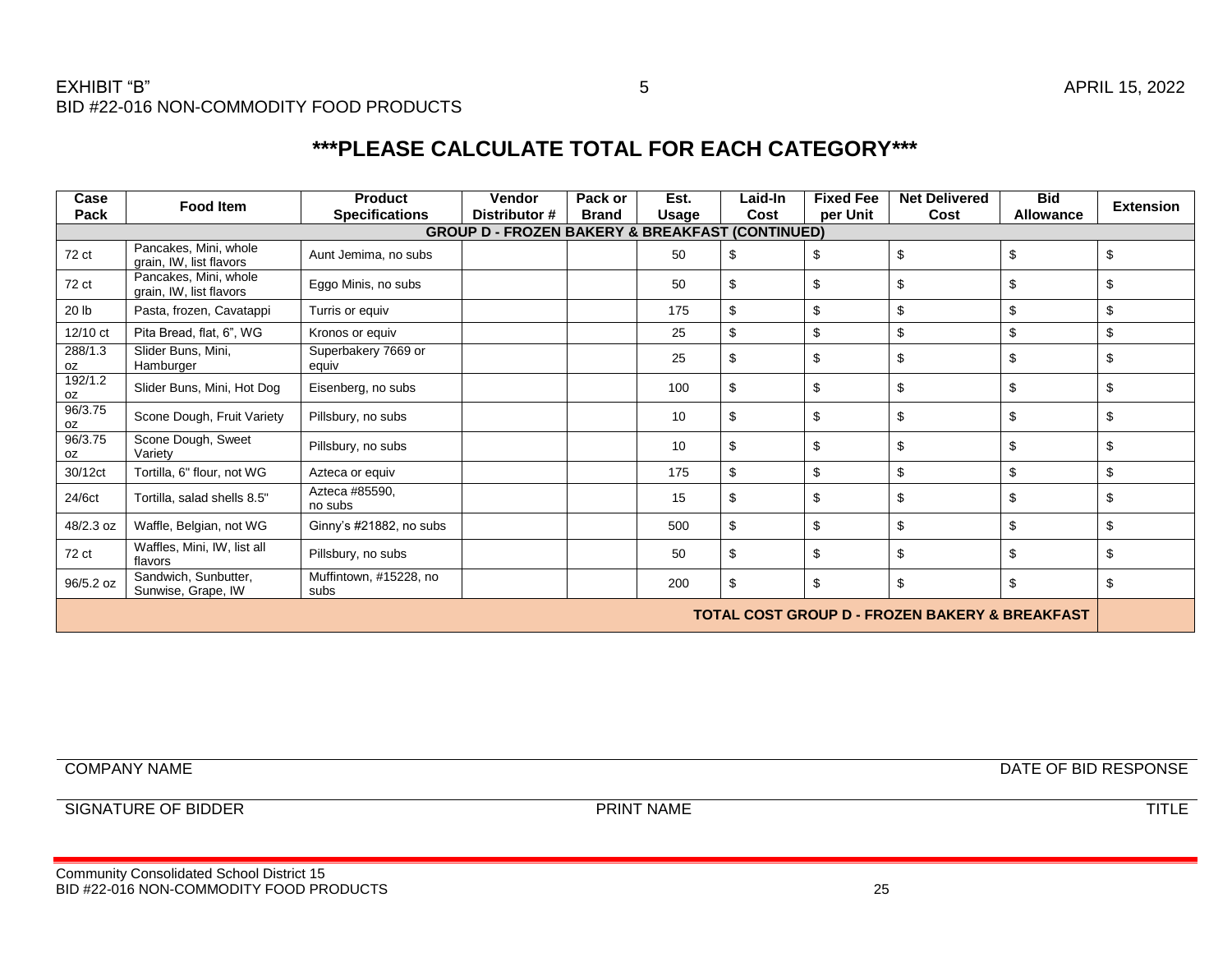EXHIBIT "B"
BID #22-016 NON-COMMODITY FOOD PRODUCTS

APRIL 15, 2022

## ***PLEASE CALCULATE TOTAL FOR EACH CATEGORY***

| Case Pack | Food Item | Product Specifications | Vendor Distributor # | Pack or Brand | Est. Usage | Laid-In Cost | Fixed Fee per Unit | Net Delivered Cost | Bid Allowance | Extension |
|---|---|---|---|---|---|---|---|---|---|---|
| **GROUP D - FROZEN BAKERY & BREAKFAST (CONTINUED)** | | | | | | | | | | |
| 72 ct | Pancakes, Mini, whole grain, IW, list flavors | Aunt Jemima, no subs | | | 50 | $ | $ | $ | $ | $ |
| 72 ct | Pancakes, Mini, whole grain, IW, list flavors | Eggo Minis, no subs | | | 50 | $ | $ | $ | $ | $ |
| 20 lb | Pasta, frozen, Cavatappi | Turris or equiv | | | 175 | $ | $ | $ | $ | $ |
| 12/10 ct | Pita Bread, flat, 6", WG | Kronos or equiv | | | 25 | $ | $ | $ | $ | $ |
| 288/1.3 oz | Slider Buns, Mini, Hamburger | Superbakery 7669 or equiv | | | 25 | $ | $ | $ | $ | $ |
| 192/1.2 oz | Slider Buns, Mini, Hot Dog | Eisenberg, no subs | | | 100 | $ | $ | $ | $ | $ |
| 96/3.75 oz | Scone Dough, Fruit Variety | Pillsbury, no subs | | | 10 | $ | $ | $ | $ | $ |
| 96/3.75 oz | Scone Dough, Sweet Variety | Pillsbury, no subs | | | 10 | $ | $ | $ | $ | $ |
| 30/12ct | Tortilla, 6" flour, not WG | Azteca or equiv | | | 175 | $ | $ | $ | $ | $ |
| 24/6ct | Tortilla, salad shells 8.5" | Azteca #85590, no subs | | | 15 | $ | $ | $ | $ | $ |
| 48/2.3 oz | Waffle, Belgian, not WG | Ginny's #21882, no subs | | | 500 | $ | $ | $ | $ | $ |
| 72 ct | Waffles, Mini, IW, list all flavors | Pillsbury, no subs | | | 50 | $ | $ | $ | $ | $ |
| 96/5.2 oz | Sandwich, Sunbutter, Sunwise, Grape, IW | Muffintown, #15228, no subs | | | 200 | $ | $ | $ | $ | $ |
| **TOTAL COST GROUP D - FROZEN BAKERY & BREAKFAST** | | | | | | | | | | |

COMPANY NAME | DATE OF BID RESPONSE

SIGNATURE OF BIDDER | PRINT NAME | TITLE

Community Consolidated School District 15
BID #22-016 NON-COMMODITY FOOD PRODUCTS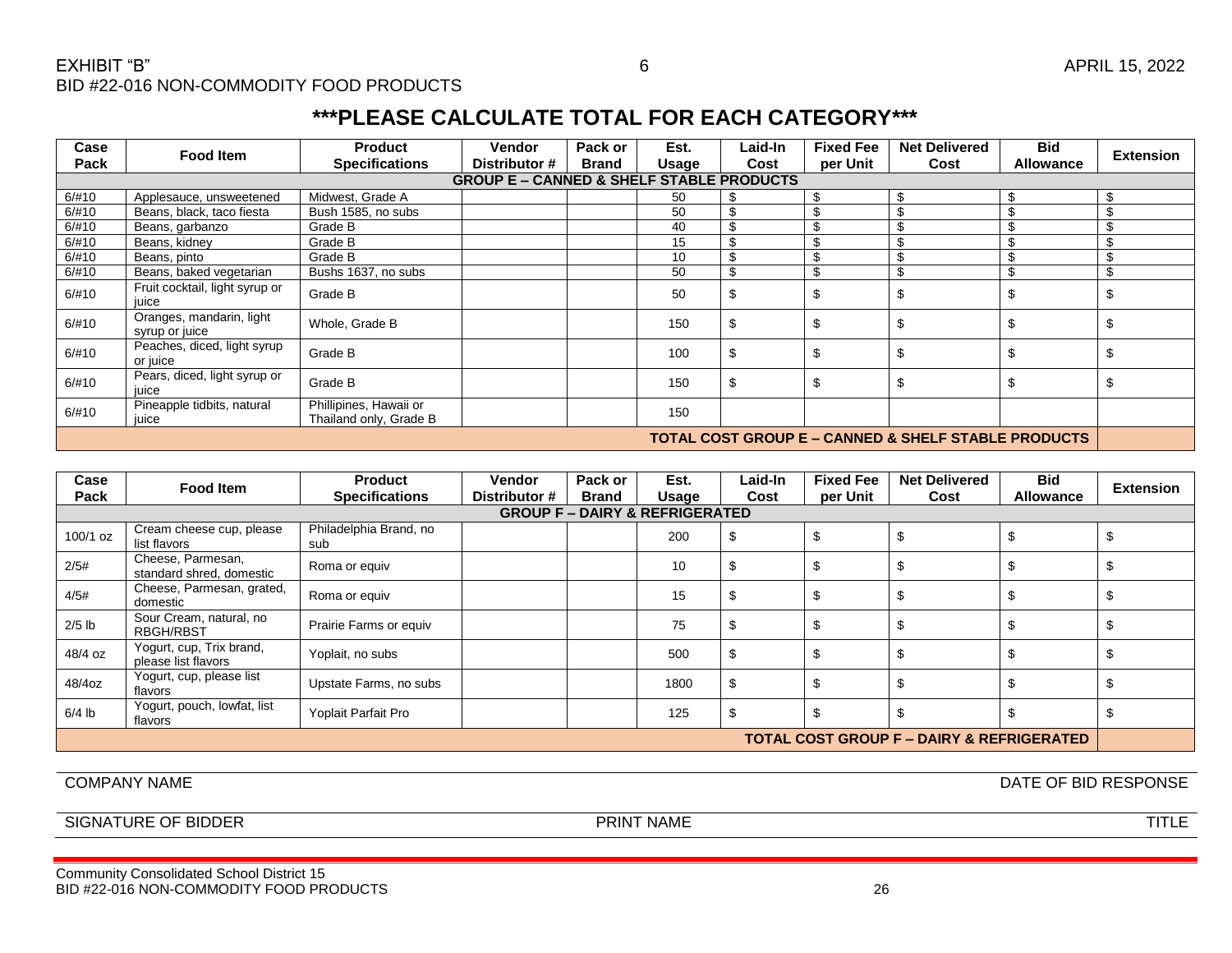EXHIBIT “B”
BID #22-016 NON-COMMODITY FOOD PRODUCTS

APRIL 15, 2022

# ***PLEASE CALCULATE TOTAL FOR EACH CATEGORY***

| Case Pack | Food Item | Product Specifications | Vendor Distributor # | Pack or Brand | Est. Usage | Laid-In Cost | Fixed Fee per Unit | Net Delivered Cost | Bid Allowance | Extension |
|---|---|---|---|---|---|---|---|---|---|---|
| **GROUP E – CANNED & SHELF STABLE PRODUCTS** | | | | | | | | | | |
| 6/#10 | Applesauce, unsweetened | Midwest, Grade A | | | 50 | $ | $ | $ | $ | $ |
| 6/#10 | Beans, black, taco fiesta | Bush 1585, no subs | | | 50 | $ | $ | $ | $ | $ |
| 6/#10 | Beans, garbanzo | Grade B | | | 40 | $ | $ | $ | $ | $ |
| 6/#10 | Beans, kidney | Grade B | | | 15 | $ | $ | $ | $ | $ |
| 6/#10 | Beans, pinto | Grade B | | | 10 | $ | $ | $ | $ | $ |
| 6/#10 | Beans, baked vegetarian | Bushs 1637, no subs | | | 50 | $ | $ | $ | $ | $ |
| 6/#10 | Fruit cocktail, light syrup or juice | Grade B | | | 50 | $ | $ | $ | $ | $ |
| 6/#10 | Oranges, mandarin, light syrup or juice | Whole, Grade B | | | 150 | $ | $ | $ | $ | $ |
| 6/#10 | Peaches, diced, light syrup or juice | Grade B | | | 100 | $ | $ | $ | $ | $ |
| 6/#10 | Pears, diced, light syrup or juice | Grade B | | | 150 | $ | $ | $ | $ | $ |
| 6/#10 | Pineapple tidbits, natural juice | Phillipines, Hawaii or Thailand only, Grade B | | | 150 | | | | | |
| **TOTAL COST GROUP E – CANNED & SHELF STABLE PRODUCTS** | | | | | | | | | | |

| Case Pack | Food Item | Product Specifications | Vendor Distributor # | Pack or Brand | Est. Usage | Laid-In Cost | Fixed Fee per Unit | Net Delivered Cost | Bid Allowance | Extension |
|---|---|---|---|---|---|---|---|---|---|---|
| **GROUP F – DAIRY & REFRIGERATED** | | | | | | | | | | |
| 100/1 oz | Cream cheese cup, please list flavors | Philadelphia Brand, no sub | | | 200 | $ | $ | $ | $ | $ |
| 2/5# | Cheese, Parmesan, standard shred, domestic | Roma or equiv | | | 10 | $ | $ | $ | $ | $ |
| 4/5# | Cheese, Parmesan, grated, domestic | Roma or equiv | | | 15 | $ | $ | $ | $ | $ |
| 2/5 lb | Sour Cream, natural, no RBGH/RBST | Prairie Farms or equiv | | | 75 | $ | $ | $ | $ | $ |
| 48/4 oz | Yogurt, cup, Trix brand, please list flavors | Yoplait, no subs | | | 500 | $ | $ | $ | $ | $ |
| 48/4oz | Yogurt, cup, please list flavors | Upstate Farms, no subs | | | 1800 | $ | $ | $ | $ | $ |
| 6/4 lb | Yogurt, pouch, lowfat, list flavors | Yoplait Parfait Pro | | | 125 | $ | $ | $ | $ | $ |
| **TOTAL COST GROUP F – DAIRY & REFRIGERATED** | | | | | | | | | | |

COMPANY NAME | DATE OF BID RESPONSE

SIGNATURE OF BIDDER | PRINT NAME | TITLE

Community Consolidated School District 15
BID #22-016 NON-COMMODITY FOOD PRODUCTS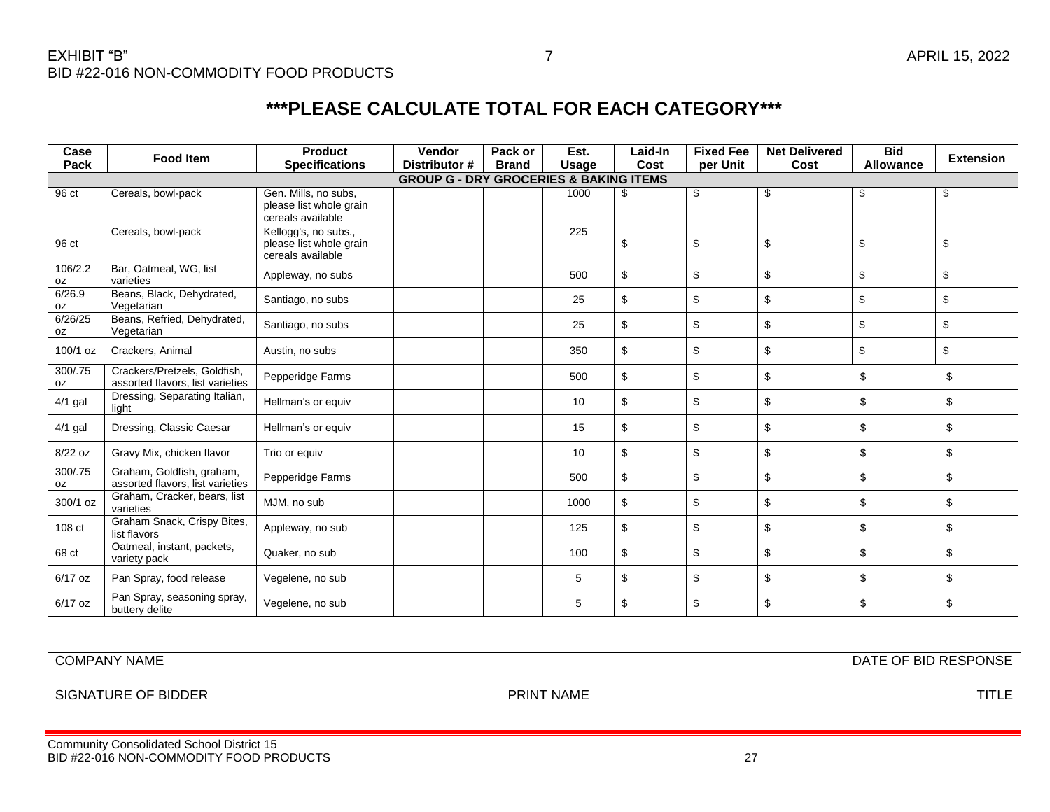EXHIBIT "B"
BID #22-016 NON-COMMODITY FOOD PRODUCTS

APRIL 15, 2022

## \*\*\*PLEASE CALCULATE TOTAL FOR EACH CATEGORY\*\*\*

| Case Pack | Food Item | Product Specifications | Vendor Distributor # | Pack or Brand | Est. Usage | Laid-In Cost | Fixed Fee per Unit | Net Delivered Cost | Bid Allowance | Extension |
|---|---|---|---|---|---|---|---|---|---|---|
| **GROUP G - DRY GROCERIES & BAKING ITEMS** | | | | | | | | | | |
| 96 ct | Cereals, bowl-pack | Gen. Mills, no subs, please list whole grain cereals available | | | 1000 | $ | $ | $ | $ | $ |
| 96 ct | Cereals, bowl-pack | Kellogg's, no subs., please list whole grain cereals available | | | 225 | $ | $ | $ | $ | $ |
| 106/2.2 oz | Bar, Oatmeal, WG, list varieties | Appleway, no subs | | | 500 | $ | $ | $ | $ | $ |
| 6/26.9 oz | Beans, Black, Dehydrated, Vegetarian | Santiago, no subs | | | 25 | $ | $ | $ | $ | $ |
| 6/26/25 oz | Beans, Refried, Dehydrated, Vegetarian | Santiago, no subs | | | 25 | $ | $ | $ | $ | $ |
| 100/1 oz | Crackers, Animal | Austin, no subs | | | 350 | $ | $ | $ | $ | $ |
| 300/.75 oz | Crackers/Pretzels, Goldfish, assorted flavors, list varieties | Pepperidge Farms | | | 500 | $ | $ | $ | $ | $ |
| 4/1 gal | Dressing, Separating Italian, light | Hellman's or equiv | | | 10 | $ | $ | $ | $ | $ |
| 4/1 gal | Dressing, Classic Caesar | Hellman's or equiv | | | 15 | $ | $ | $ | $ | $ |
| 8/22 oz | Gravy Mix, chicken flavor | Trio or equiv | | | 10 | $ | $ | $ | $ | $ |
| 300/.75 oz | Graham, Goldfish, graham, assorted flavors, list varieties | Pepperidge Farms | | | 500 | $ | $ | $ | $ | $ |
| 300/1 oz | Graham, Cracker, bears, list varieties | MJM, no sub | | | 1000 | $ | $ | $ | $ | $ |
| 108 ct | Graham Snack, Crispy Bites, list flavors | Appleway, no sub | | | 125 | $ | $ | $ | $ | $ |
| 68 ct | Oatmeal, instant, packets, variety pack | Quaker, no sub | | | 100 | $ | $ | $ | $ | $ |
| 6/17 oz | Pan Spray, food release | Vegelene, no sub | | | 5 | $ | $ | $ | $ | $ |
| 6/17 oz | Pan Spray, seasoning spray, buttery delite | Vegelene, no sub | | | 5 | $ | $ | $ | $ | $ |

COMPANY NAME &nbsp;&nbsp;&nbsp;&nbsp;&nbsp;&nbsp;&nbsp;&nbsp; DATE OF BID RESPONSE

SIGNATURE OF BIDDER &nbsp;&nbsp;&nbsp;&nbsp;&nbsp;&nbsp;&nbsp;&nbsp; PRINT NAME &nbsp;&nbsp;&nbsp;&nbsp;&nbsp;&nbsp;&nbsp;&nbsp; TITLE

Community Consolidated School District 15
BID #22-016 NON-COMMODITY FOOD PRODUCTS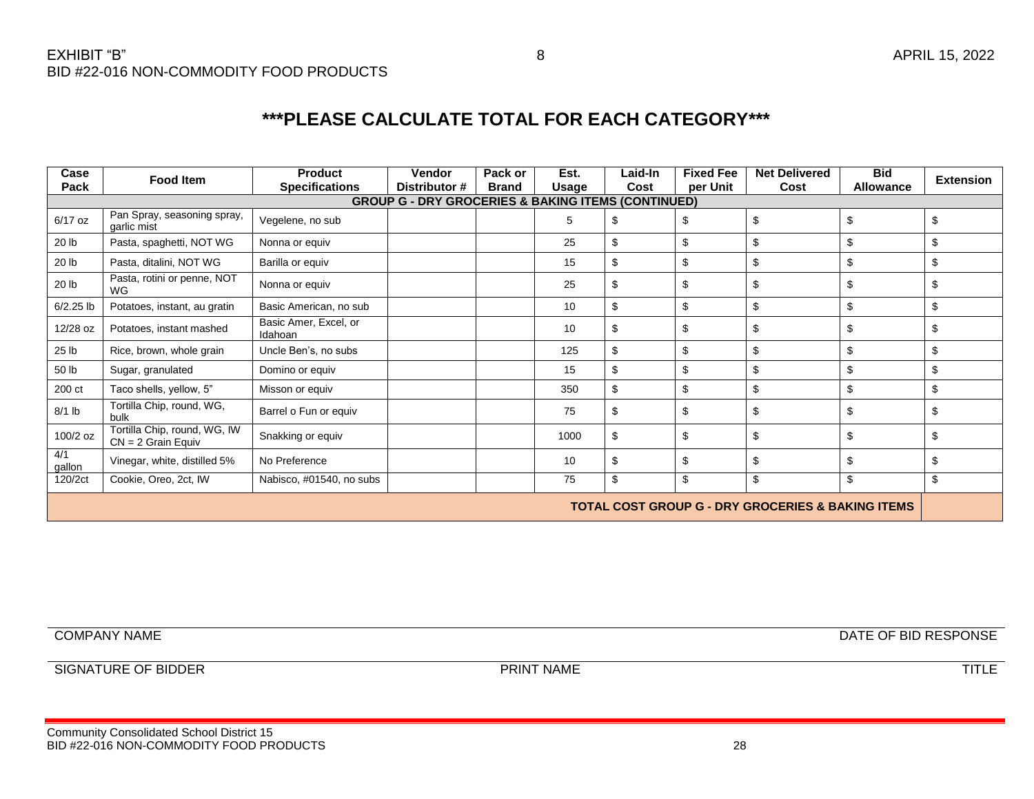EXHIBIT "B"
BID #22-016 NON-COMMODITY FOOD PRODUCTS

APRIL 15, 2022

## ***PLEASE CALCULATE TOTAL FOR EACH CATEGORY***

| Case Pack | Food Item | Product Specifications | Vendor Distributor # | Pack or Brand | Est. Usage | Laid-In Cost | Fixed Fee per Unit | Net Delivered Cost | Bid Allowance | Extension |
|---|---|---|---|---|---|---|---|---|---|---|
| **GROUP G - DRY GROCERIES & BAKING ITEMS (CONTINUED)** | | | | | | | | | | |
| 6/17 oz | Pan Spray, seasoning spray, garlic mist | Vegelene, no sub | | | 5 | $ | $ | $ | $ | $ |
| 20 lb | Pasta, spaghetti, NOT WG | Nonna or equiv | | | 25 | $ | $ | $ | $ | $ |
| 20 lb | Pasta, ditalini, NOT WG | Barilla or equiv | | | 15 | $ | $ | $ | $ | $ |
| 20 lb | Pasta, rotini or penne, NOT WG | Nonna or equiv | | | 25 | $ | $ | $ | $ | $ |
| 6/2.25 lb | Potatoes, instant, au gratin | Basic American, no sub | | | 10 | $ | $ | $ | $ | $ |
| 12/28 oz | Potatoes, instant mashed | Basic Amer, Excel, or Idahoan | | | 10 | $ | $ | $ | $ | $ |
| 25 lb | Rice, brown, whole grain | Uncle Ben's, no subs | | | 125 | $ | $ | $ | $ | $ |
| 50 lb | Sugar, granulated | Domino or equiv | | | 15 | $ | $ | $ | $ | $ |
| 200 ct | Taco shells, yellow, 5" | Misson or equiv | | | 350 | $ | $ | $ | $ | $ |
| 8/1 lb | Tortilla Chip, round, WG, bulk | Barrel o Fun or equiv | | | 75 | $ | $ | $ | $ | $ |
| 100/2 oz | Tortilla Chip, round, WG, IW CN = 2 Grain Equiv | Snakking or equiv | | | 1000 | $ | $ | $ | $ | $ |
| 4/1 gallon | Vinegar, white, distilled 5% | No Preference | | | 10 | $ | $ | $ | $ | $ |
| 120/2ct | Cookie, Oreo, 2ct, IW | Nabisco, #01540, no subs | | | 75 | $ | $ | $ | $ | $ |
| **TOTAL COST GROUP G - DRY GROCERIES & BAKING ITEMS** | | | | | | | | | | |

COMPANY NAME

DATE OF BID RESPONSE

SIGNATURE OF BIDDER

PRINT NAME

TITLE

Community Consolidated School District 15
BID #22-016 NON-COMMODITY FOOD PRODUCTS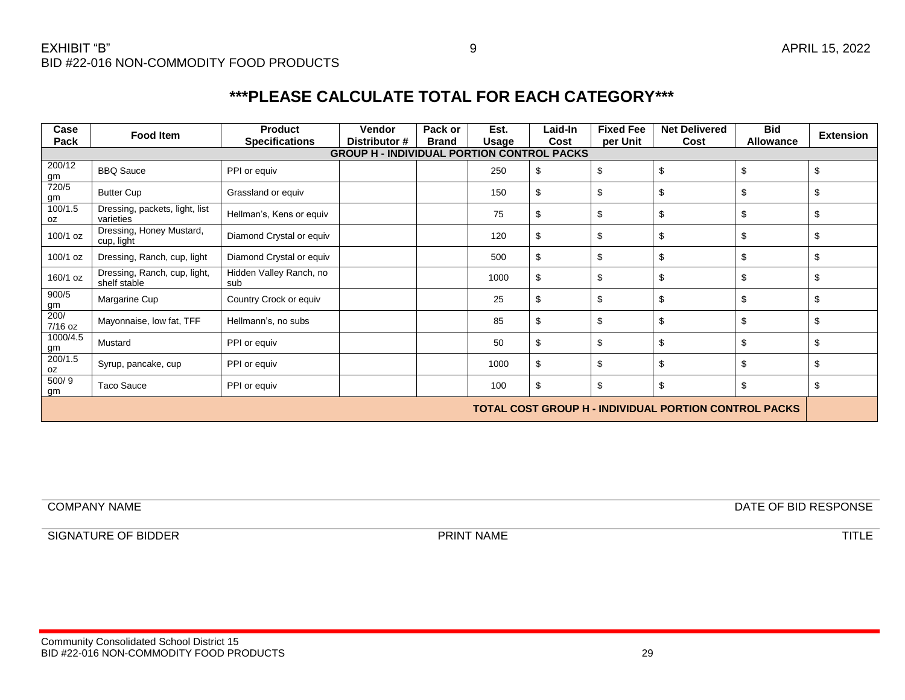EXHIBIT "B"
BID #22-016 NON-COMMODITY FOOD PRODUCTS

APRIL 15, 2022

## ***PLEASE CALCULATE TOTAL FOR EACH CATEGORY***

| Case Pack | Food Item | Product Specifications | Vendor Distributor # | Pack or Brand | Est. Usage | Laid-In Cost | Fixed Fee per Unit | Net Delivered Cost | Bid Allowance | Extension |
|---|---|---|---|---|---|---|---|---|---|---|
| **GROUP H - INDIVIDUAL PORTION CONTROL PACKS** | | | | | | | | | | |
| 200/12 gm | BBQ Sauce | PPI or equiv | | | 250 | $ | $ | $ | $ | $ |
| 720/5 gm | Butter Cup | Grassland or equiv | | | 150 | $ | $ | $ | $ | $ |
| 100/1.5 oz | Dressing, packets, light, list varieties | Hellman's, Kens or equiv | | | 75 | $ | $ | $ | $ | $ |
| 100/1 oz | Dressing, Honey Mustard, cup, light | Diamond Crystal or equiv | | | 120 | $ | $ | $ | $ | $ |
| 100/1 oz | Dressing, Ranch, cup, light | Diamond Crystal or equiv | | | 500 | $ | $ | $ | $ | $ |
| 160/1 oz | Dressing, Ranch, cup, light, shelf stable | Hidden Valley Ranch, no sub | | | 1000 | $ | $ | $ | $ | $ |
| 900/5 gm | Margarine Cup | Country Crock or equiv | | | 25 | $ | $ | $ | $ | $ |
| 200/ 7/16 oz | Mayonnaise, low fat, TFF | Hellmann's, no subs | | | 85 | $ | $ | $ | $ | $ |
| 1000/4.5 gm | Mustard | PPI or equiv | | | 50 | $ | $ | $ | $ | $ |
| 200/1.5 oz | Syrup, pancake, cup | PPI or equiv | | | 1000 | $ | $ | $ | $ | $ |
| 500/ 9 gm | Taco Sauce | PPI or equiv | | | 100 | $ | $ | $ | $ | $ |
| **TOTAL COST GROUP H - INDIVIDUAL PORTION CONTROL PACKS** | | | | | | | | | | |

COMPANY NAME — DATE OF BID RESPONSE

SIGNATURE OF BIDDER — PRINT NAME — TITLE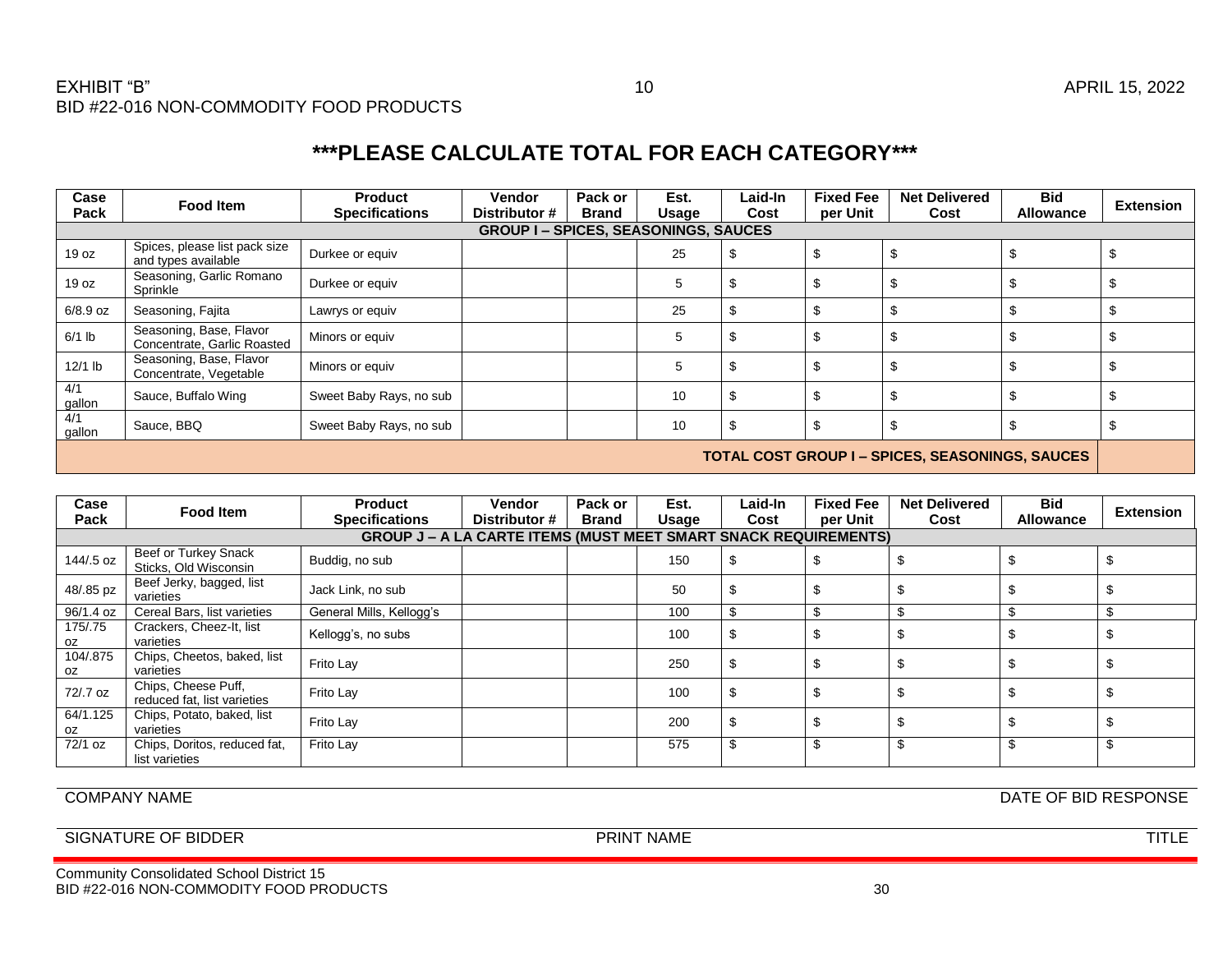# ***PLEASE CALCULATE TOTAL FOR EACH CATEGORY***

| Case Pack | Food Item | Product Specifications | Vendor Distributor # | Pack or Brand | Est. Usage | Laid-In Cost | Fixed Fee per Unit | Net Delivered Cost | Bid Allowance | Extension |
|---|---|---|---|---|---|---|---|---|---|---|
| **GROUP I – SPICES, SEASONINGS, SAUCES** | | | | | | | | | | |
| 19 oz | Spices, please list pack size and types available | Durkee or equiv | | | 25 | $ | $ | $ | $ | $ |
| 19 oz | Seasoning, Garlic Romano Sprinkle | Durkee or equiv | | | 5 | $ | $ | $ | $ | $ |
| 6/8.9 oz | Seasoning, Fajita | Lawrys or equiv | | | 25 | $ | $ | $ | $ | $ |
| 6/1 lb | Seasoning, Base, Flavor Concentrate, Garlic Roasted | Minors or equiv | | | 5 | $ | $ | $ | $ | $ |
| 12/1 lb | Seasoning, Base, Flavor Concentrate, Vegetable | Minors or equiv | | | 5 | $ | $ | $ | $ | $ |
| 4/1 gallon | Sauce, Buffalo Wing | Sweet Baby Rays, no sub | | | 10 | $ | $ | $ | $ | $ |
| 4/1 gallon | Sauce, BBQ | Sweet Baby Rays, no sub | | | 10 | $ | $ | $ | $ | $ |
| **TOTAL COST GROUP I – SPICES, SEASONINGS, SAUCES** | | | | | | | | | | |

| Case Pack | Food Item | Product Specifications | Vendor Distributor # | Pack or Brand | Est. Usage | Laid-In Cost | Fixed Fee per Unit | Net Delivered Cost | Bid Allowance | Extension |
|---|---|---|---|---|---|---|---|---|---|---|
| **GROUP J – A LA CARTE ITEMS (MUST MEET SMART SNACK REQUIREMENTS)** | | | | | | | | | | |
| 144/.5 oz | Beef or Turkey Snack Sticks, Old Wisconsin | Buddig, no sub | | | 150 | $ | $ | $ | $ | $ |
| 48/.85 pz | Beef Jerky, bagged, list varieties | Jack Link, no sub | | | 50 | $ | $ | $ | $ | $ |
| 96/1.4 oz | Cereal Bars, list varieties | General Mills, Kellogg's | | | 100 | $ | $ | $ | $ | $ |
| 175/.75 oz | Crackers, Cheez-It, list varieties | Kellogg's, no subs | | | 100 | $ | $ | $ | $ | $ |
| 104/.875 oz | Chips, Cheetos, baked, list varieties | Frito Lay | | | 250 | $ | $ | $ | $ | $ |
| 72/.7 oz | Chips, Cheese Puff, reduced fat, list varieties | Frito Lay | | | 100 | $ | $ | $ | $ | $ |
| 64/1.125 oz | Chips, Potato, baked, list varieties | Frito Lay | | | 200 | $ | $ | $ | $ | $ |
| 72/1 oz | Chips, Doritos, reduced fat, list varieties | Frito Lay | | | 575 | $ | $ | $ | $ | $ |

COMPANY NAME DATE OF BID RESPONSE

SIGNATURE OF BIDDER PRINT NAME TITLE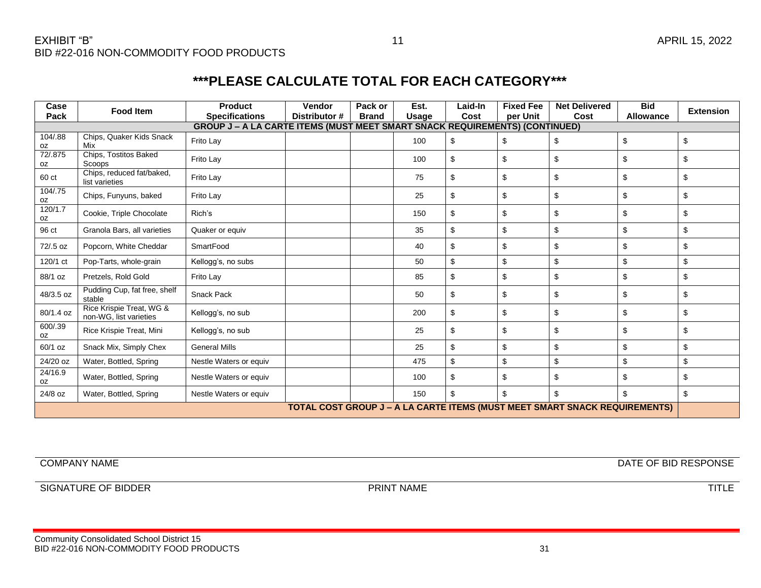EXHIBIT "B"
BID #22-016 NON-COMMODITY FOOD PRODUCTS

APRIL 15, 2022

## ***PLEASE CALCULATE TOTAL FOR EACH CATEGORY***

| Case Pack | Food Item | Product Specifications | Vendor Distributor # | Pack or Brand | Est. Usage | Laid-In Cost | Fixed Fee per Unit | Net Delivered Cost | Bid Allowance | Extension |
|---|---|---|---|---|---|---|---|---|---|---|
| **GROUP J – A LA CARTE ITEMS (MUST MEET SMART SNACK REQUIREMENTS) (CONTINUED)** | | | | | | | | | | |
| 104/.88 oz | Chips, Quaker Kids Snack Mix | Frito Lay | | | 100 | $ | $ | $ | $ | $ |
| 72/.875 oz | Chips, Tostitos Baked Scoops | Frito Lay | | | 100 | $ | $ | $ | $ | $ |
| 60 ct | Chips, reduced fat/baked, list varieties | Frito Lay | | | 75 | $ | $ | $ | $ | $ |
| 104/.75 oz | Chips, Funyuns, baked | Frito Lay | | | 25 | $ | $ | $ | $ | $ |
| 120/1.7 oz | Cookie, Triple Chocolate | Rich's | | | 150 | $ | $ | $ | $ | $ |
| 96 ct | Granola Bars, all varieties | Quaker or equiv | | | 35 | $ | $ | $ | $ | $ |
| 72/.5 oz | Popcorn, White Cheddar | SmartFood | | | 40 | $ | $ | $ | $ | $ |
| 120/1 ct | Pop-Tarts, whole-grain | Kellogg's, no subs | | | 50 | $ | $ | $ | $ | $ |
| 88/1 oz | Pretzels, Rold Gold | Frito Lay | | | 85 | $ | $ | $ | $ | $ |
| 48/3.5 oz | Pudding Cup, fat free, shelf stable | Snack Pack | | | 50 | $ | $ | $ | $ | $ |
| 80/1.4 oz | Rice Krispie Treat, WG & non-WG, list varieties | Kellogg's, no sub | | | 200 | $ | $ | $ | $ | $ |
| 600/.39 oz | Rice Krispie Treat, Mini | Kellogg's, no sub | | | 25 | $ | $ | $ | $ | $ |
| 60/1 oz | Snack Mix, Simply Chex | General Mills | | | 25 | $ | $ | $ | $ | $ |
| 24/20 oz | Water, Bottled, Spring | Nestle Waters or equiv | | | 475 | $ | $ | $ | $ | $ |
| 24/16.9 oz | Water, Bottled, Spring | Nestle Waters or equiv | | | 100 | $ | $ | $ | $ | $ |
| 24/8 oz | Water, Bottled, Spring | Nestle Waters or equiv | | | 150 | $ | $ | $ | $ | $ |
| **TOTAL COST GROUP J – A LA CARTE ITEMS (MUST MEET SMART SNACK REQUIREMENTS)** | | | | | | | | | | |

COMPANY NAME | DATE OF BID RESPONSE

SIGNATURE OF BIDDER | PRINT NAME | TITLE

Community Consolidated School District 15
BID #22-016 NON-COMMODITY FOOD PRODUCTS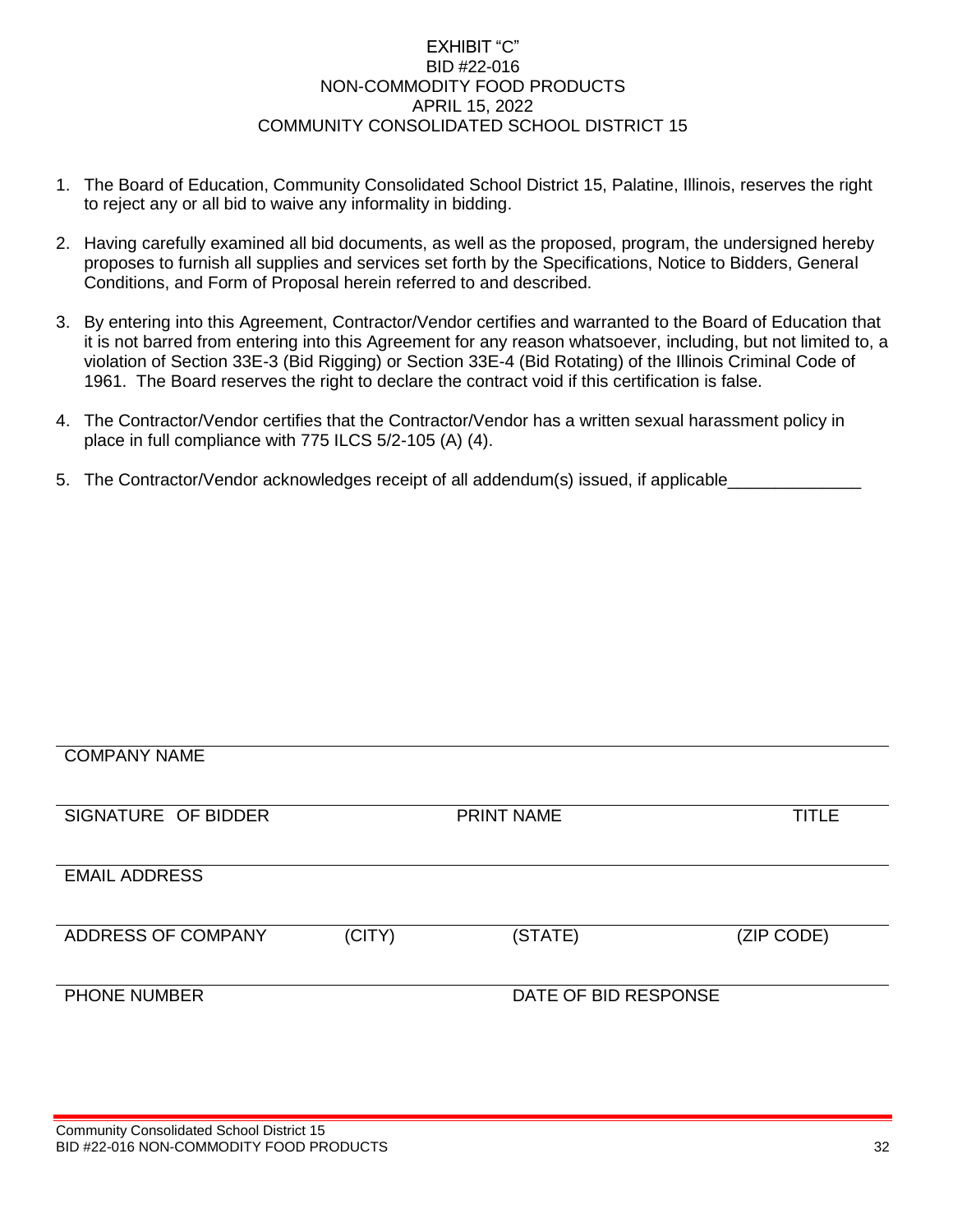# EXHIBIT "C"
## BID #22-016
## NON-COMMODITY FOOD PRODUCTS
## APRIL 15, 2022
## COMMUNITY CONSOLIDATED SCHOOL DISTRICT 15

1. The Board of Education, Community Consolidated School District 15, Palatine, Illinois, reserves the right to reject any or all bid to waive any informality in bidding.

2. Having carefully examined all bid documents, as well as the proposed, program, the undersigned hereby proposes to furnish all supplies and services set forth by the Specifications, Notice to Bidders, General Conditions, and Form of Proposal herein referred to and described.

3. By entering into this Agreement, Contractor/Vendor certifies and warranted to the Board of Education that it is not barred from entering into this Agreement for any reason whatsoever, including, but not limited to, a violation of Section 33E-3 (Bid Rigging) or Section 33E-4 (Bid Rotating) of the Illinois Criminal Code of 1961. The Board reserves the right to declare the contract void if this certification is false.

4. The Contractor/Vendor certifies that the Contractor/Vendor has a written sexual harassment policy in place in full compliance with 775 ILCS 5/2-105 (A) (4).

5. The Contractor/Vendor acknowledges receipt of all addendum(s) issued, if applicable______________

\_\_\_\_\_\_\_\_\_\_\_\_\_\_\_\_\_\_\_\_\_\_\_\_\_\_\_\_\_\_\_\_\_\_\_\_\_\_\_\_\_\_\_\_\_\_\_\_\_\_\_\_\_\_\_\_\_\_\_\_\_\_\_\_

COMPANY NAME

\_\_\_\_\_\_\_\_\_\_\_\_\_\_\_\_\_\_\_\_\_\_\_\_\_\_\_\_\_\_\_\_\_\_\_\_\_\_\_\_\_\_\_\_\_\_\_\_\_\_\_\_\_\_\_\_\_\_\_\_\_\_\_\_

SIGNATURE OF BIDDER PRINT NAME TITLE

\_\_\_\_\_\_\_\_\_\_\_\_\_\_\_\_\_\_\_\_\_\_\_\_\_\_\_\_\_\_\_\_\_\_\_\_\_\_\_\_\_\_\_\_\_\_\_\_\_\_\_\_\_\_\_\_\_\_\_\_\_\_\_\_

EMAIL ADDRESS

\_\_\_\_\_\_\_\_\_\_\_\_\_\_\_\_\_\_\_\_\_\_\_\_\_\_\_\_\_\_\_\_\_\_\_\_\_\_\_\_\_\_\_\_\_\_\_\_\_\_\_\_\_\_\_\_\_\_\_\_\_\_\_\_

ADDRESS OF COMPANY (CITY) (STATE) (ZIP CODE)

\_\_\_\_\_\_\_\_\_\_\_\_\_\_\_\_\_\_\_\_\_\_\_\_\_\_\_\_\_\_\_\_\_\_\_\_\_\_\_\_\_\_\_\_\_\_\_\_\_\_\_\_\_\_\_\_\_\_\_\_\_\_\_\_

PHONE NUMBER DATE OF BID RESPONSE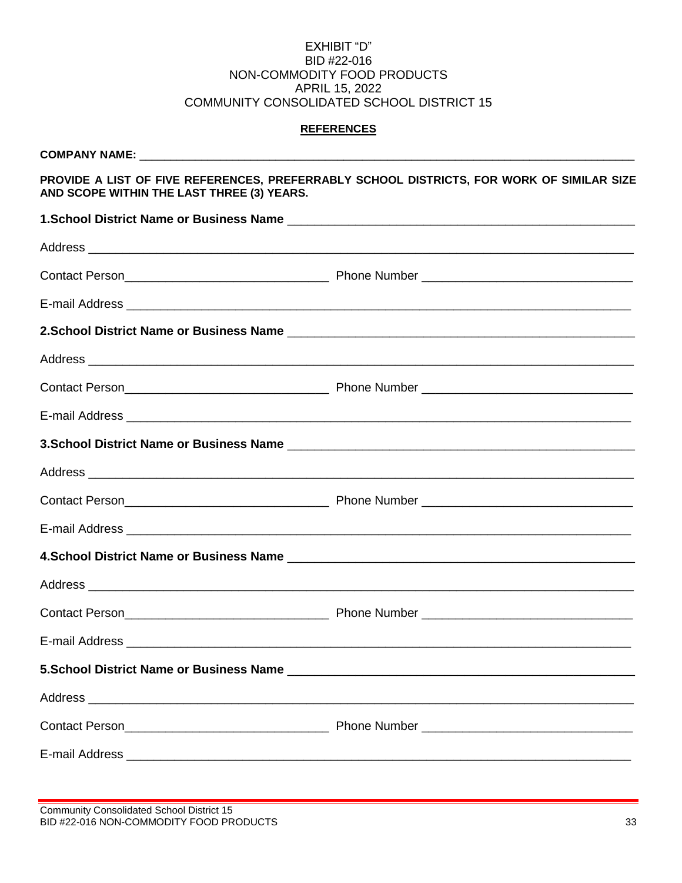EXHIBIT "D"
BID #22-016
NON-COMMODITY FOOD PRODUCTS
APRIL 15, 2022
COMMUNITY CONSOLIDATED SCHOOL DISTRICT 15

## REFERENCES

**COMPANY NAME:** ___________________________________________________________________

**PROVIDE A LIST OF FIVE REFERENCES, PREFERRABLY SCHOOL DISTRICTS, FOR WORK OF SIMILAR SIZE AND SCOPE WITHIN THE LAST THREE (3) YEARS.**

**1.School District Name or Business Name** ______________________________________________

Address ______________________________________________________________________

Contact Person____________________________ Phone Number _____________________________

E-mail Address ___________________________________________________________________

**2.School District Name or Business Name** ______________________________________________

Address ______________________________________________________________________

Contact Person____________________________ Phone Number _____________________________

E-mail Address ___________________________________________________________________

**3.School District Name or Business Name** ______________________________________________

Address ______________________________________________________________________

Contact Person____________________________ Phone Number _____________________________

E-mail Address ___________________________________________________________________

**4.School District Name or Business Name** ______________________________________________

Address ______________________________________________________________________

Contact Person____________________________ Phone Number _____________________________

E-mail Address ___________________________________________________________________

**5.School District Name or Business Name** ______________________________________________

Address ______________________________________________________________________

Contact Person____________________________ Phone Number _____________________________

E-mail Address ___________________________________________________________________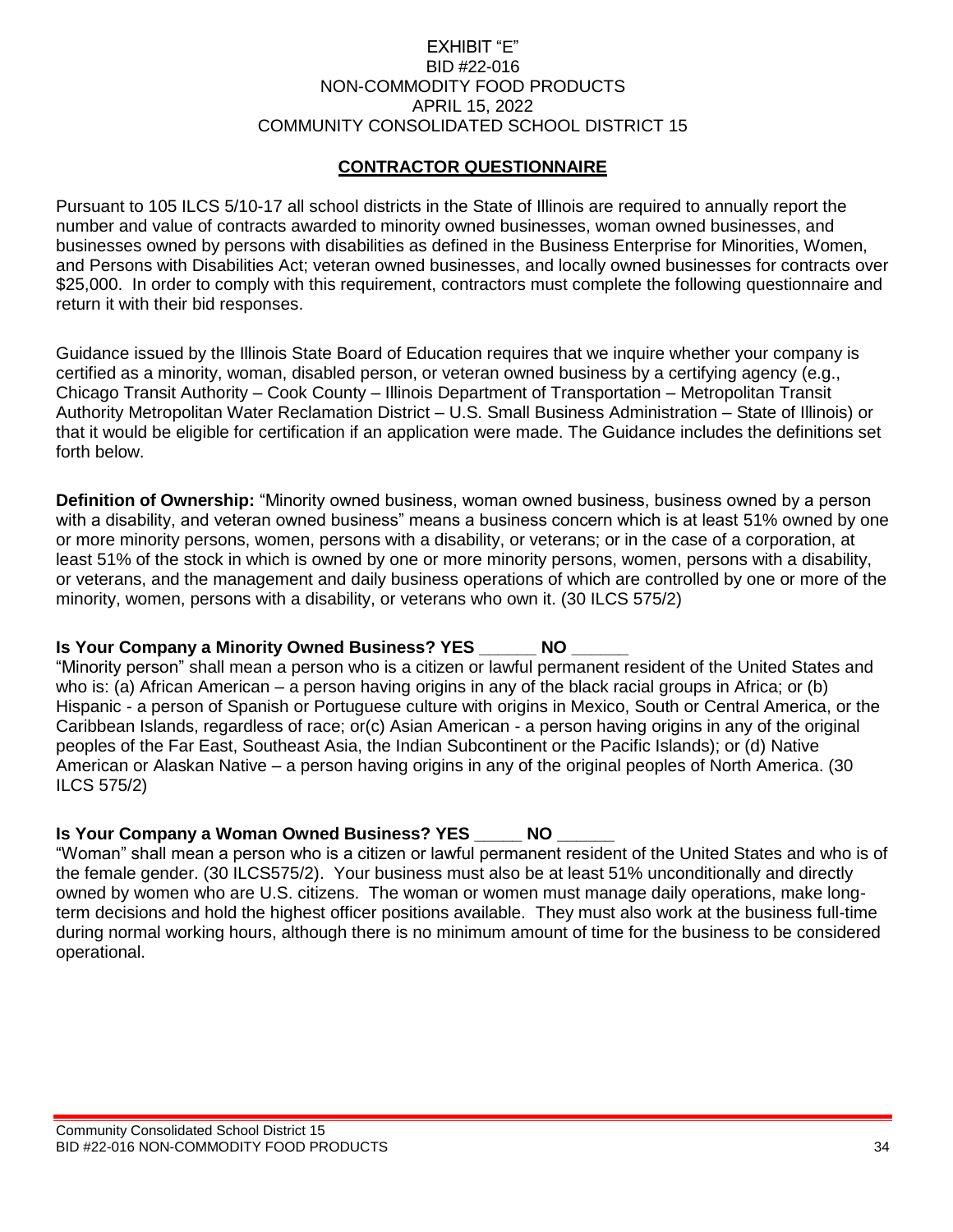EXHIBIT "E"
BID #22-016
NON-COMMODITY FOOD PRODUCTS
APRIL 15, 2022
COMMUNITY CONSOLIDATED SCHOOL DISTRICT 15

## CONTRACTOR QUESTIONNAIRE

Pursuant to 105 ILCS 5/10-17 all school districts in the State of Illinois are required to annually report the number and value of contracts awarded to minority owned businesses, woman owned businesses, and businesses owned by persons with disabilities as defined in the Business Enterprise for Minorities, Women, and Persons with Disabilities Act; veteran owned businesses, and locally owned businesses for contracts over $25,000. In order to comply with this requirement, contractors must complete the following questionnaire and return it with their bid responses.

Guidance issued by the Illinois State Board of Education requires that we inquire whether your company is certified as a minority, woman, disabled person, or veteran owned business by a certifying agency (e.g., Chicago Transit Authority – Cook County – Illinois Department of Transportation – Metropolitan Transit Authority Metropolitan Water Reclamation District – U.S. Small Business Administration – State of Illinois) or that it would be eligible for certification if an application were made. The Guidance includes the definitions set forth below.

**Definition of Ownership:** "Minority owned business, woman owned business, business owned by a person with a disability, and veteran owned business" means a business concern which is at least 51% owned by one or more minority persons, women, persons with a disability, or veterans; or in the case of a corporation, at least 51% of the stock in which is owned by one or more minority persons, women, persons with a disability, or veterans, and the management and daily business operations of which are controlled by one or more of the minority, women, persons with a disability, or veterans who own it. (30 ILCS 575/2)

**Is Your Company a Minority Owned Business? YES ______ NO ______**

"Minority person" shall mean a person who is a citizen or lawful permanent resident of the United States and who is: (a) African American – a person having origins in any of the black racial groups in Africa; or (b) Hispanic - a person of Spanish or Portuguese culture with origins in Mexico, South or Central America, or the Caribbean Islands, regardless of race; or(c) Asian American - a person having origins in any of the original peoples of the Far East, Southeast Asia, the Indian Subcontinent or the Pacific Islands); or (d) Native American or Alaskan Native – a person having origins in any of the original peoples of North America. (30 ILCS 575/2)

**Is Your Company a Woman Owned Business? YES _____ NO ______**

"Woman" shall mean a person who is a citizen or lawful permanent resident of the United States and who is of the female gender. (30 ILCS575/2). Your business must also be at least 51% unconditionally and directly owned by women who are U.S. citizens. The woman or women must manage daily operations, make long-term decisions and hold the highest officer positions available. They must also work at the business full-time during normal working hours, although there is no minimum amount of time for the business to be considered operational.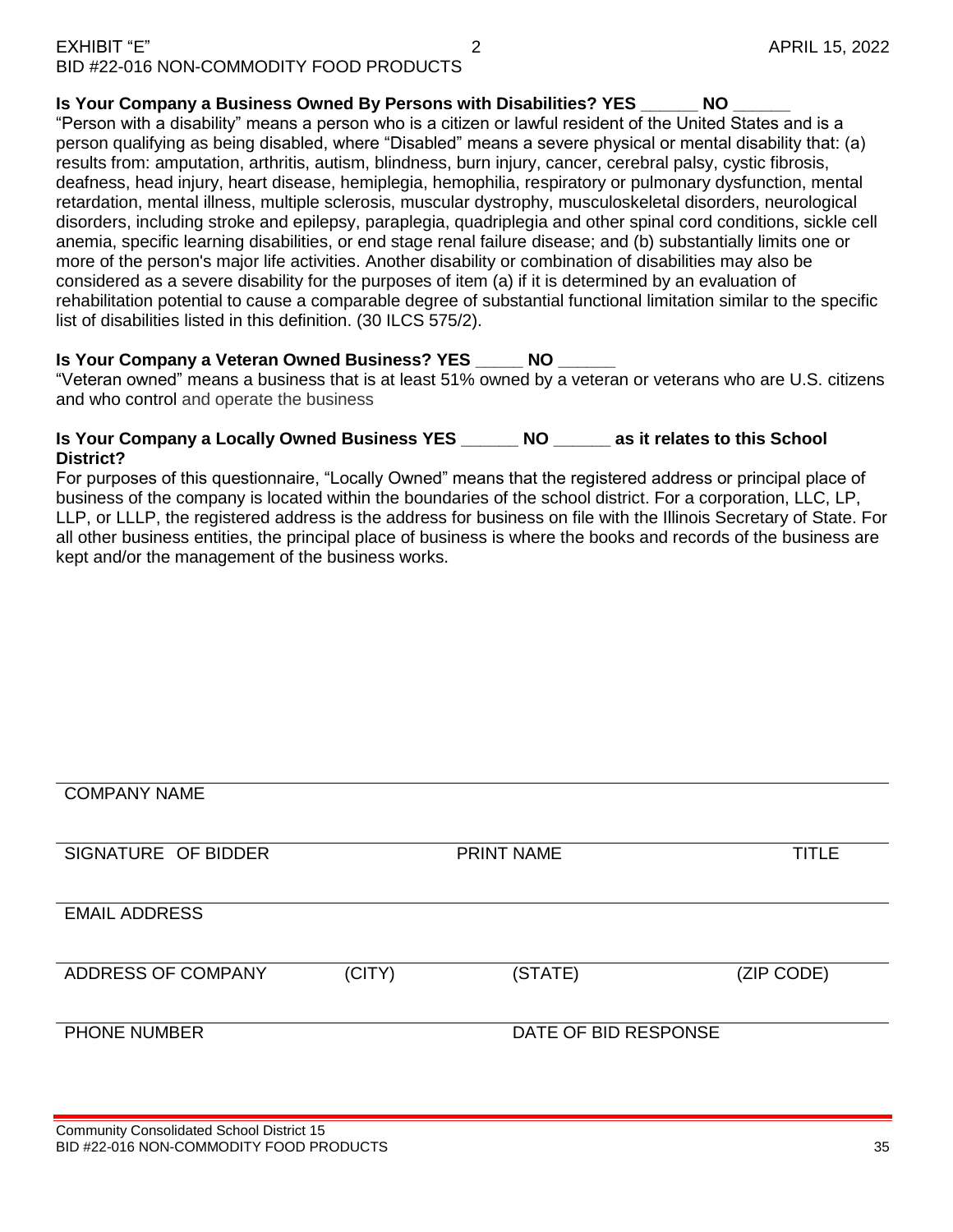**Is Your Company a Business Owned By Persons with Disabilities? YES ______ NO ______**

"Person with a disability" means a person who is a citizen or lawful resident of the United States and is a person qualifying as being disabled, where "Disabled" means a severe physical or mental disability that: (a) results from: amputation, arthritis, autism, blindness, burn injury, cancer, cerebral palsy, cystic fibrosis, deafness, head injury, heart disease, hemiplegia, hemophilia, respiratory or pulmonary dysfunction, mental retardation, mental illness, multiple sclerosis, muscular dystrophy, musculoskeletal disorders, neurological disorders, including stroke and epilepsy, paraplegia, quadriplegia and other spinal cord conditions, sickle cell anemia, specific learning disabilities, or end stage renal failure disease; and (b) substantially limits one or more of the person's major life activities. Another disability or combination of disabilities may also be considered as a severe disability for the purposes of item (a) if it is determined by an evaluation of rehabilitation potential to cause a comparable degree of substantial functional limitation similar to the specific list of disabilities listed in this definition. (30 ILCS 575/2).

**Is Your Company a Veteran Owned Business? YES _____ NO ______**

"Veteran owned" means a business that is at least 51% owned by a veteran or veterans who are U.S. citizens and who control and operate the business

**Is Your Company a Locally Owned Business YES ______ NO ______ as it relates to this School District?**

For purposes of this questionnaire, "Locally Owned" means that the registered address or principal place of business of the company is located within the boundaries of the school district. For a corporation, LLC, LP, LLP, or LLLP, the registered address is the address for business on file with the Illinois Secretary of State. For all other business entities, the principal place of business is where the books and records of the business are kept and/or the management of the business works.

______________________________________________________________
COMPANY NAME

______________________________________________________________
SIGNATURE OF BIDDER | PRINT NAME | TITLE

______________________________________________________________
EMAIL ADDRESS

______________________________________________________________
ADDRESS OF COMPANY | (CITY) | (STATE) | (ZIP CODE)

______________________________________________________________
PHONE NUMBER | DATE OF BID RESPONSE